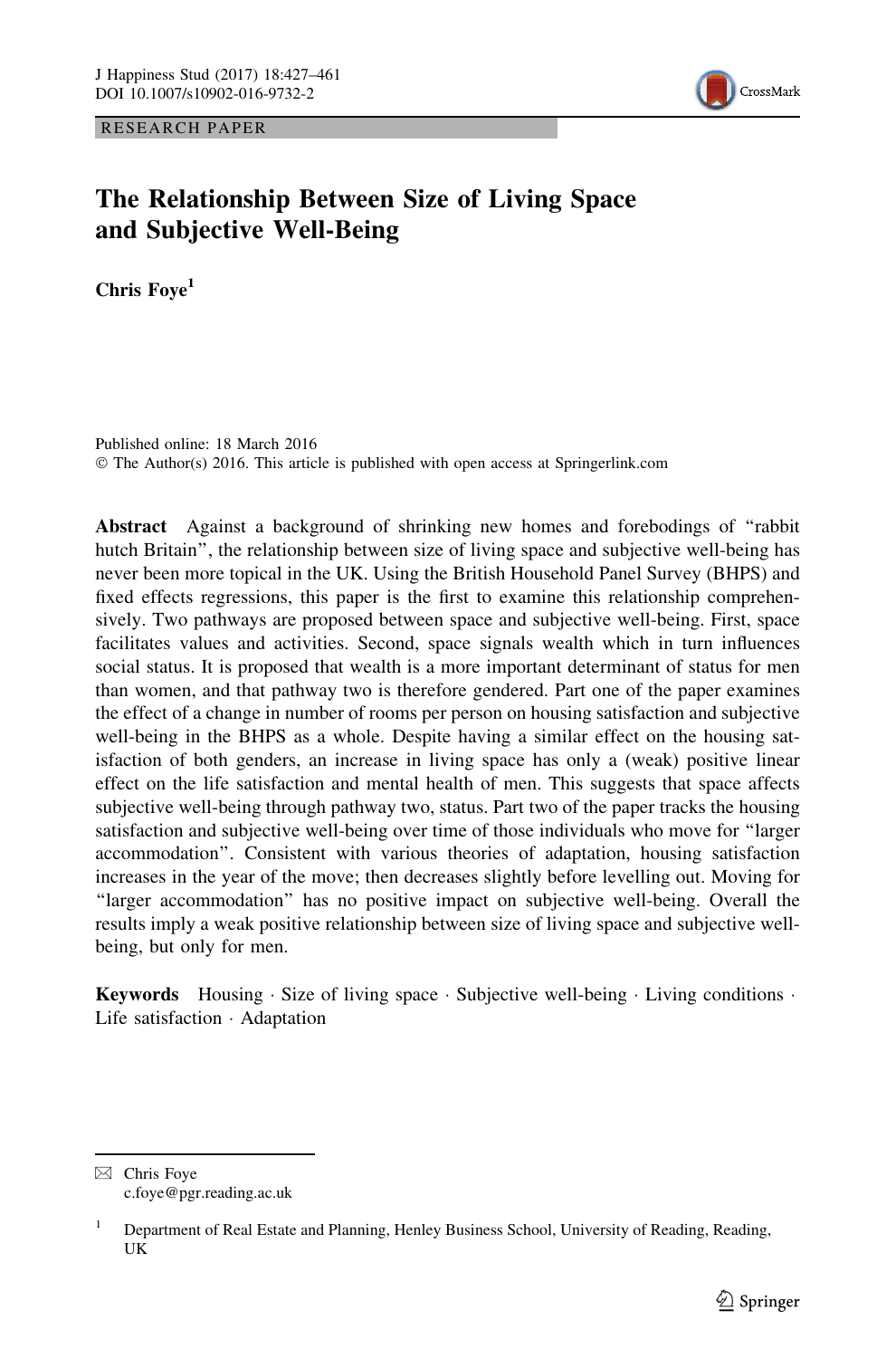RESEARCH PAPER

# The Relationship Between Size of Living Space and Subjective Well-Being

**Chris Foye**[1]

Published online: 18 March 2016
© The Author(s) 2016. This article is published with open access at Springerlink.com

**Abstract** Against a background of shrinking new homes and forebodings of "rabbit hutch Britain", the relationship between size of living space and subjective well-being has never been more topical in the UK. Using the British Household Panel Survey (BHPS) and fixed effects regressions, this paper is the first to examine this relationship comprehensively. Two pathways are proposed between space and subjective well-being. First, space facilitates values and activities. Second, space signals wealth which in turn influences social status. It is proposed that wealth is a more important determinant of status for men than women, and that pathway two is therefore gendered. Part one of the paper examines the effect of a change in number of rooms per person on housing satisfaction and subjective well-being in the BHPS as a whole. Despite having a similar effect on the housing satisfaction of both genders, an increase in living space has only a (weak) positive linear effect on the life satisfaction and mental health of men. This suggests that space affects subjective well-being through pathway two, status. Part two of the paper tracks the housing satisfaction and subjective well-being over time of those individuals who move for "larger accommodation". Consistent with various theories of adaptation, housing satisfaction increases in the year of the move; then decreases slightly before levelling out. Moving for "larger accommodation" has no positive impact on subjective well-being. Overall the results imply a weak positive relationship between size of living space and subjective well-being, but only for men.

**Keywords** Housing · Size of living space · Subjective well-being · Living conditions · Life satisfaction · Adaptation

---

✉ Chris Foye
c.foye@pgr.reading.ac.uk

[1] Department of Real Estate and Planning, Henley Business School, University of Reading, Reading, UK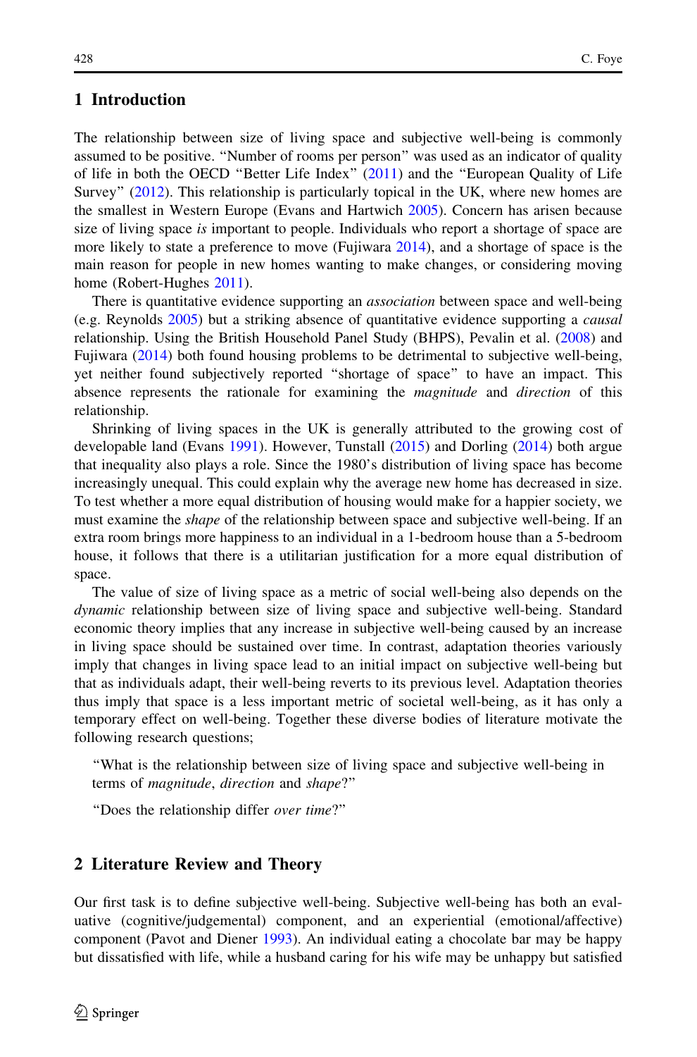## 1 Introduction

The relationship between size of living space and subjective well-being is commonly assumed to be positive. "Number of rooms per person" was used as an indicator of quality of life in both the OECD "Better Life Index" (2011) and the "European Quality of Life Survey" (2012). This relationship is particularly topical in the UK, where new homes are the smallest in Western Europe (Evans and Hartwich 2005). Concern has arisen because size of living space *is* important to people. Individuals who report a shortage of space are more likely to state a preference to move (Fujiwara 2014), and a shortage of space is the main reason for people in new homes wanting to make changes, or considering moving home (Robert-Hughes 2011).

There is quantitative evidence supporting an *association* between space and well-being (e.g. Reynolds 2005) but a striking absence of quantitative evidence supporting a *causal* relationship. Using the British Household Panel Study (BHPS), Pevalin et al. (2008) and Fujiwara (2014) both found housing problems to be detrimental to subjective well-being, yet neither found subjectively reported "shortage of space" to have an impact. This absence represents the rationale for examining the *magnitude* and *direction* of this relationship.

Shrinking of living spaces in the UK is generally attributed to the growing cost of developable land (Evans 1991). However, Tunstall (2015) and Dorling (2014) both argue that inequality also plays a role. Since the 1980's distribution of living space has become increasingly unequal. This could explain why the average new home has decreased in size. To test whether a more equal distribution of housing would make for a happier society, we must examine the *shape* of the relationship between space and subjective well-being. If an extra room brings more happiness to an individual in a 1-bedroom house than a 5-bedroom house, it follows that there is a utilitarian justification for a more equal distribution of space.

The value of size of living space as a metric of social well-being also depends on the *dynamic* relationship between size of living space and subjective well-being. Standard economic theory implies that any increase in subjective well-being caused by an increase in living space should be sustained over time. In contrast, adaptation theories variously imply that changes in living space lead to an initial impact on subjective well-being but that as individuals adapt, their well-being reverts to its previous level. Adaptation theories thus imply that space is a less important metric of societal well-being, as it has only a temporary effect on well-being. Together these diverse bodies of literature motivate the following research questions;

> "What is the relationship between size of living space and subjective well-being in terms of *magnitude*, *direction* and *shape*?"
>
> "Does the relationship differ *over time*?"

## 2 Literature Review and Theory

Our first task is to define subjective well-being. Subjective well-being has both an evaluative (cognitive/judgemental) component, and an experiential (emotional/affective) component (Pavot and Diener 1993). An individual eating a chocolate bar may be happy but dissatisfied with life, while a husband caring for his wife may be unhappy but satisfied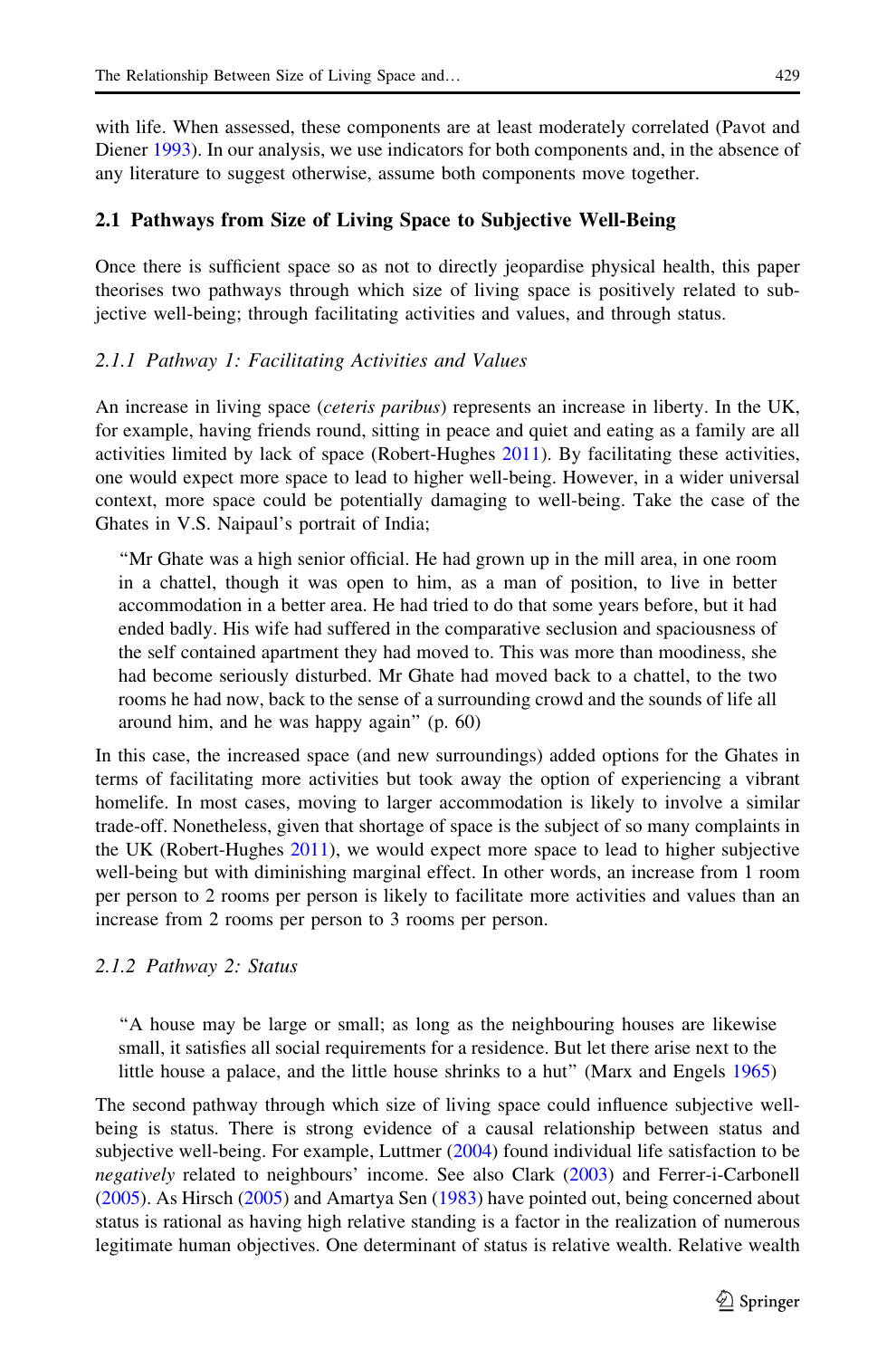with life. When assessed, these components are at least moderately correlated (Pavot and Diener 1993). In our analysis, we use indicators for both components and, in the absence of any literature to suggest otherwise, assume both components move together.

## 2.1 Pathways from Size of Living Space to Subjective Well-Being

Once there is sufficient space so as not to directly jeopardise physical health, this paper theorises two pathways through which size of living space is positively related to subjective well-being; through facilitating activities and values, and through status.

### 2.1.1 Pathway 1: Facilitating Activities and Values

An increase in living space (*ceteris paribus*) represents an increase in liberty. In the UK, for example, having friends round, sitting in peace and quiet and eating as a family are all activities limited by lack of space (Robert-Hughes 2011). By facilitating these activities, one would expect more space to lead to higher well-being. However, in a wider universal context, more space could be potentially damaging to well-being. Take the case of the Ghates in V.S. Naipaul's portrait of India;

> "Mr Ghate was a high senior official. He had grown up in the mill area, in one room in a chattel, though it was open to him, as a man of position, to live in better accommodation in a better area. He had tried to do that some years before, but it had ended badly. His wife had suffered in the comparative seclusion and spaciousness of the self contained apartment they had moved to. This was more than moodiness, she had become seriously disturbed. Mr Ghate had moved back to a chattel, to the two rooms he had now, back to the sense of a surrounding crowd and the sounds of life all around him, and he was happy again" (p. 60)

In this case, the increased space (and new surroundings) added options for the Ghates in terms of facilitating more activities but took away the option of experiencing a vibrant homelife. In most cases, moving to larger accommodation is likely to involve a similar trade-off. Nonetheless, given that shortage of space is the subject of so many complaints in the UK (Robert-Hughes 2011), we would expect more space to lead to higher subjective well-being but with diminishing marginal effect. In other words, an increase from 1 room per person to 2 rooms per person is likely to facilitate more activities and values than an increase from 2 rooms per person to 3 rooms per person.

### 2.1.2 Pathway 2: Status

> "A house may be large or small; as long as the neighbouring houses are likewise small, it satisfies all social requirements for a residence. But let there arise next to the little house a palace, and the little house shrinks to a hut" (Marx and Engels 1965)

The second pathway through which size of living space could influence subjective well-being is status. There is strong evidence of a causal relationship between status and subjective well-being. For example, Luttmer (2004) found individual life satisfaction to be *negatively* related to neighbours' income. See also Clark (2003) and Ferrer-i-Carbonell (2005). As Hirsch (2005) and Amartya Sen (1983) have pointed out, being concerned about status is rational as having high relative standing is a factor in the realization of numerous legitimate human objectives. One determinant of status is relative wealth. Relative wealth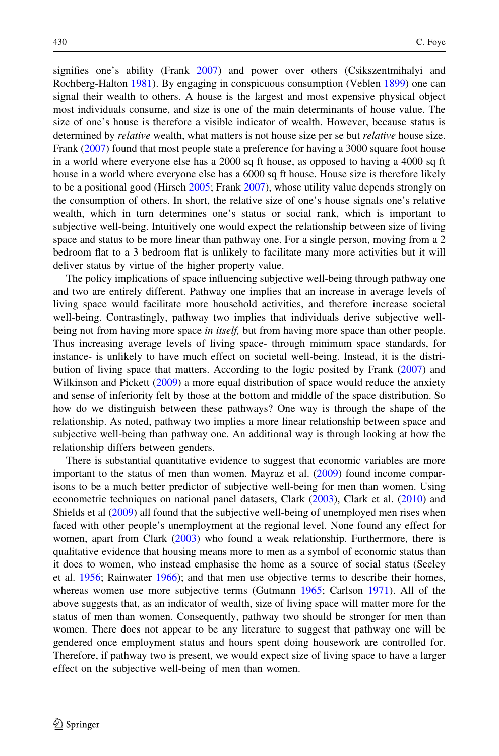signifies one's ability (Frank 2007) and power over others (Csikszentmihalyi and Rochberg-Halton 1981). By engaging in conspicuous consumption (Veblen 1899) one can signal their wealth to others. A house is the largest and most expensive physical object most individuals consume, and size is one of the main determinants of house value. The size of one's house is therefore a visible indicator of wealth. However, because status is determined by *relative* wealth, what matters is not house size per se but *relative* house size. Frank (2007) found that most people state a preference for having a 3000 square foot house in a world where everyone else has a 2000 sq ft house, as opposed to having a 4000 sq ft house in a world where everyone else has a 6000 sq ft house. House size is therefore likely to be a positional good (Hirsch 2005; Frank 2007), whose utility value depends strongly on the consumption of others. In short, the relative size of one's house signals one's relative wealth, which in turn determines one's status or social rank, which is important to subjective well-being. Intuitively one would expect the relationship between size of living space and status to be more linear than pathway one. For a single person, moving from a 2 bedroom flat to a 3 bedroom flat is unlikely to facilitate many more activities but it will deliver status by virtue of the higher property value.

The policy implications of space influencing subjective well-being through pathway one and two are entirely different. Pathway one implies that an increase in average levels of living space would facilitate more household activities, and therefore increase societal well-being. Contrastingly, pathway two implies that individuals derive subjective well-being not from having more space *in itself,* but from having more space than other people. Thus increasing average levels of living space- through minimum space standards, for instance- is unlikely to have much effect on societal well-being. Instead, it is the distribution of living space that matters. According to the logic posited by Frank (2007) and Wilkinson and Pickett (2009) a more equal distribution of space would reduce the anxiety and sense of inferiority felt by those at the bottom and middle of the space distribution. So how do we distinguish between these pathways? One way is through the shape of the relationship. As noted, pathway two implies a more linear relationship between space and subjective well-being than pathway one. An additional way is through looking at how the relationship differs between genders.

There is substantial quantitative evidence to suggest that economic variables are more important to the status of men than women. Mayraz et al. (2009) found income comparisons to be a much better predictor of subjective well-being for men than women. Using econometric techniques on national panel datasets, Clark (2003), Clark et al. (2010) and Shields et al (2009) all found that the subjective well-being of unemployed men rises when faced with other people's unemployment at the regional level. None found any effect for women, apart from Clark (2003) who found a weak relationship. Furthermore, there is qualitative evidence that housing means more to men as a symbol of economic status than it does to women, who instead emphasise the home as a source of social status (Seeley et al. 1956; Rainwater 1966); and that men use objective terms to describe their homes, whereas women use more subjective terms (Gutmann 1965; Carlson 1971). All of the above suggests that, as an indicator of wealth, size of living space will matter more for the status of men than women. Consequently, pathway two should be stronger for men than women. There does not appear to be any literature to suggest that pathway one will be gendered once employment status and hours spent doing housework are controlled for. Therefore, if pathway two is present, we would expect size of living space to have a larger effect on the subjective well-being of men than women.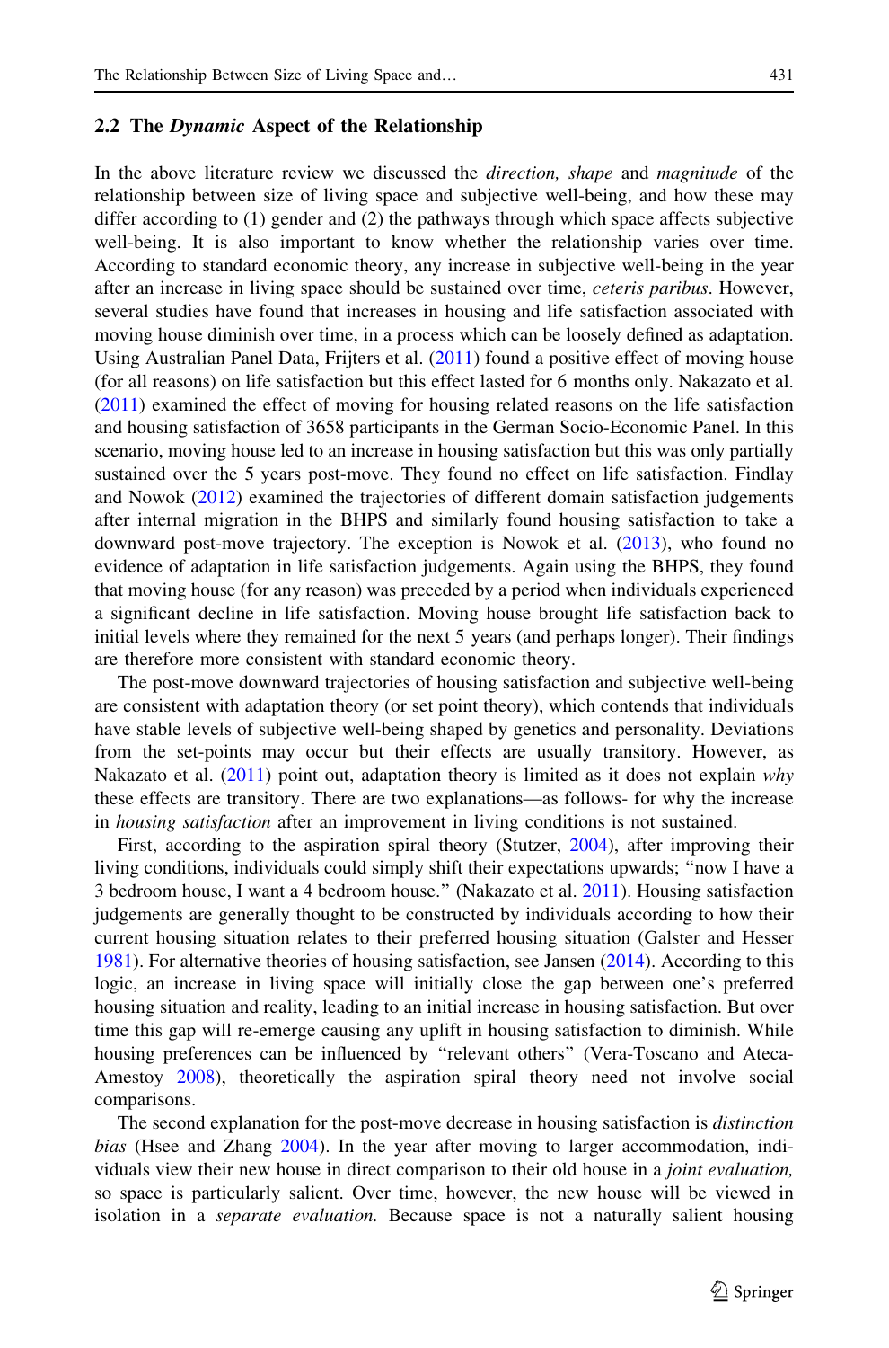### 2.2 The *Dynamic* Aspect of the Relationship

In the above literature review we discussed the *direction, shape* and *magnitude* of the relationship between size of living space and subjective well-being, and how these may differ according to (1) gender and (2) the pathways through which space affects subjective well-being. It is also important to know whether the relationship varies over time. According to standard economic theory, any increase in subjective well-being in the year after an increase in living space should be sustained over time, *ceteris paribus*. However, several studies have found that increases in housing and life satisfaction associated with moving house diminish over time, in a process which can be loosely defined as adaptation. Using Australian Panel Data, Frijters et al. (2011) found a positive effect of moving house (for all reasons) on life satisfaction but this effect lasted for 6 months only. Nakazato et al. (2011) examined the effect of moving for housing related reasons on the life satisfaction and housing satisfaction of 3658 participants in the German Socio-Economic Panel. In this scenario, moving house led to an increase in housing satisfaction but this was only partially sustained over the 5 years post-move. They found no effect on life satisfaction. Findlay and Nowok (2012) examined the trajectories of different domain satisfaction judgements after internal migration in the BHPS and similarly found housing satisfaction to take a downward post-move trajectory. The exception is Nowok et al. (2013), who found no evidence of adaptation in life satisfaction judgements. Again using the BHPS, they found that moving house (for any reason) was preceded by a period when individuals experienced a significant decline in life satisfaction. Moving house brought life satisfaction back to initial levels where they remained for the next 5 years (and perhaps longer). Their findings are therefore more consistent with standard economic theory.

The post-move downward trajectories of housing satisfaction and subjective well-being are consistent with adaptation theory (or set point theory), which contends that individuals have stable levels of subjective well-being shaped by genetics and personality. Deviations from the set-points may occur but their effects are usually transitory. However, as Nakazato et al. (2011) point out, adaptation theory is limited as it does not explain *why* these effects are transitory. There are two explanations—as follows- for why the increase in *housing satisfaction* after an improvement in living conditions is not sustained.

First, according to the aspiration spiral theory (Stutzer, 2004), after improving their living conditions, individuals could simply shift their expectations upwards; "now I have a 3 bedroom house, I want a 4 bedroom house." (Nakazato et al. 2011). Housing satisfaction judgements are generally thought to be constructed by individuals according to how their current housing situation relates to their preferred housing situation (Galster and Hesser 1981). For alternative theories of housing satisfaction, see Jansen (2014). According to this logic, an increase in living space will initially close the gap between one's preferred housing situation and reality, leading to an initial increase in housing satisfaction. But over time this gap will re-emerge causing any uplift in housing satisfaction to diminish. While housing preferences can be influenced by "relevant others" (Vera-Toscano and Ateca-Amestoy 2008), theoretically the aspiration spiral theory need not involve social comparisons.

The second explanation for the post-move decrease in housing satisfaction is *distinction bias* (Hsee and Zhang 2004). In the year after moving to larger accommodation, individuals view their new house in direct comparison to their old house in a *joint evaluation,* so space is particularly salient. Over time, however, the new house will be viewed in isolation in a *separate evaluation.* Because space is not a naturally salient housing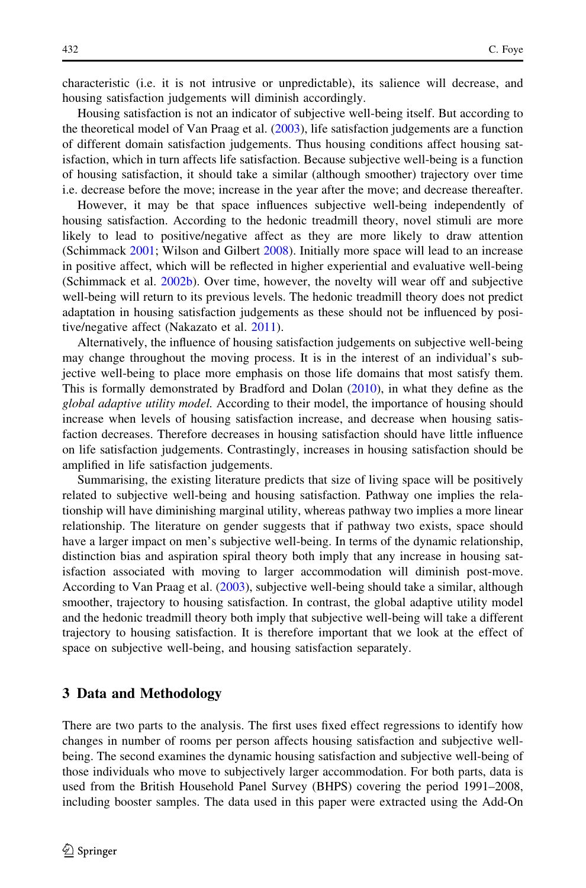characteristic (i.e. it is not intrusive or unpredictable), its salience will decrease, and housing satisfaction judgements will diminish accordingly.

Housing satisfaction is not an indicator of subjective well-being itself. But according to the theoretical model of Van Praag et al. (2003), life satisfaction judgements are a function of different domain satisfaction judgements. Thus housing conditions affect housing satisfaction, which in turn affects life satisfaction. Because subjective well-being is a function of housing satisfaction, it should take a similar (although smoother) trajectory over time i.e. decrease before the move; increase in the year after the move; and decrease thereafter.

However, it may be that space influences subjective well-being independently of housing satisfaction. According to the hedonic treadmill theory, novel stimuli are more likely to lead to positive/negative affect as they are more likely to draw attention (Schimmack 2001; Wilson and Gilbert 2008). Initially more space will lead to an increase in positive affect, which will be reflected in higher experiential and evaluative well-being (Schimmack et al. 2002b). Over time, however, the novelty will wear off and subjective well-being will return to its previous levels. The hedonic treadmill theory does not predict adaptation in housing satisfaction judgements as these should not be influenced by positive/negative affect (Nakazato et al. 2011).

Alternatively, the influence of housing satisfaction judgements on subjective well-being may change throughout the moving process. It is in the interest of an individual's subjective well-being to place more emphasis on those life domains that most satisfy them. This is formally demonstrated by Bradford and Dolan (2010), in what they define as the *global adaptive utility model.* According to their model, the importance of housing should increase when levels of housing satisfaction increase, and decrease when housing satisfaction decreases. Therefore decreases in housing satisfaction should have little influence on life satisfaction judgements. Contrastingly, increases in housing satisfaction should be amplified in life satisfaction judgements.

Summarising, the existing literature predicts that size of living space will be positively related to subjective well-being and housing satisfaction. Pathway one implies the relationship will have diminishing marginal utility, whereas pathway two implies a more linear relationship. The literature on gender suggests that if pathway two exists, space should have a larger impact on men's subjective well-being. In terms of the dynamic relationship, distinction bias and aspiration spiral theory both imply that any increase in housing satisfaction associated with moving to larger accommodation will diminish post-move. According to Van Praag et al. (2003), subjective well-being should take a similar, although smoother, trajectory to housing satisfaction. In contrast, the global adaptive utility model and the hedonic treadmill theory both imply that subjective well-being will take a different trajectory to housing satisfaction. It is therefore important that we look at the effect of space on subjective well-being, and housing satisfaction separately.

## 3 Data and Methodology

There are two parts to the analysis. The first uses fixed effect regressions to identify how changes in number of rooms per person affects housing satisfaction and subjective well-being. The second examines the dynamic housing satisfaction and subjective well-being of those individuals who move to subjectively larger accommodation. For both parts, data is used from the British Household Panel Survey (BHPS) covering the period 1991–2008, including booster samples. The data used in this paper were extracted using the Add-On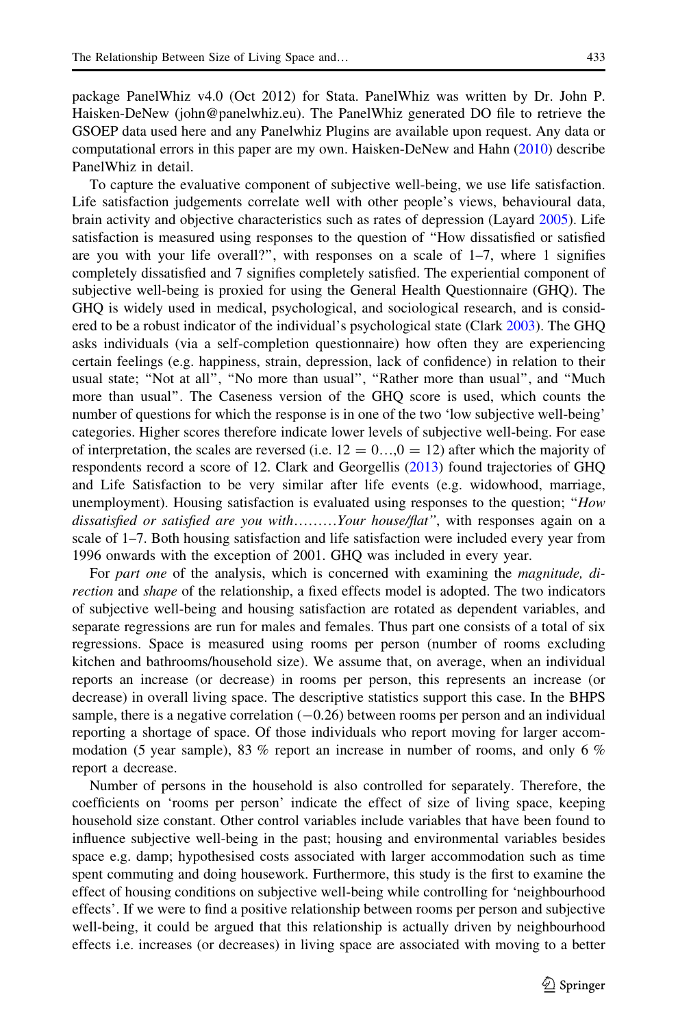package PanelWhiz v4.0 (Oct 2012) for Stata. PanelWhiz was written by Dr. John P. Haisken-DeNew (john@panelwhiz.eu). The PanelWhiz generated DO file to retrieve the GSOEP data used here and any Panelwhiz Plugins are available upon request. Any data or computational errors in this paper are my own. Haisken-DeNew and Hahn (2010) describe PanelWhiz in detail.

To capture the evaluative component of subjective well-being, we use life satisfaction. Life satisfaction judgements correlate well with other people's views, behavioural data, brain activity and objective characteristics such as rates of depression (Layard 2005). Life satisfaction is measured using responses to the question of "How dissatisfied or satisfied are you with your life overall?", with responses on a scale of 1–7, where 1 signifies completely dissatisfied and 7 signifies completely satisfied. The experiential component of subjective well-being is proxied for using the General Health Questionnaire (GHQ). The GHQ is widely used in medical, psychological, and sociological research, and is considered to be a robust indicator of the individual's psychological state (Clark 2003). The GHQ asks individuals (via a self-completion questionnaire) how often they are experiencing certain feelings (e.g. happiness, strain, depression, lack of confidence) in relation to their usual state; "Not at all", "No more than usual", "Rather more than usual", and "Much more than usual". The Caseness version of the GHQ score is used, which counts the number of questions for which the response is in one of the two 'low subjective well-being' categories. Higher scores therefore indicate lower levels of subjective well-being. For ease of interpretation, the scales are reversed (i.e. $12 = 0\ldots,0 = 12$) after which the majority of respondents record a score of 12. Clark and Georgellis (2013) found trajectories of GHQ and Life Satisfaction to be very similar after life events (e.g. widowhood, marriage, unemployment). Housing satisfaction is evaluated using responses to the question; "*How dissatisfied or satisfied are you with………Your house/flat*", with responses again on a scale of 1–7. Both housing satisfaction and life satisfaction were included every year from 1996 onwards with the exception of 2001. GHQ was included in every year.

For *part one* of the analysis, which is concerned with examining the *magnitude, direction* and *shape* of the relationship, a fixed effects model is adopted. The two indicators of subjective well-being and housing satisfaction are rotated as dependent variables, and separate regressions are run for males and females. Thus part one consists of a total of six regressions. Space is measured using rooms per person (number of rooms excluding kitchen and bathrooms/household size). We assume that, on average, when an individual reports an increase (or decrease) in rooms per person, this represents an increase (or decrease) in overall living space. The descriptive statistics support this case. In the BHPS sample, there is a negative correlation (−0.26) between rooms per person and an individual reporting a shortage of space. Of those individuals who report moving for larger accommodation (5 year sample), 83 % report an increase in number of rooms, and only 6 % report a decrease.

Number of persons in the household is also controlled for separately. Therefore, the coefficients on 'rooms per person' indicate the effect of size of living space, keeping household size constant. Other control variables include variables that have been found to influence subjective well-being in the past; housing and environmental variables besides space e.g. damp; hypothesised costs associated with larger accommodation such as time spent commuting and doing housework. Furthermore, this study is the first to examine the effect of housing conditions on subjective well-being while controlling for 'neighbourhood effects'. If we were to find a positive relationship between rooms per person and subjective well-being, it could be argued that this relationship is actually driven by neighbourhood effects i.e. increases (or decreases) in living space are associated with moving to a better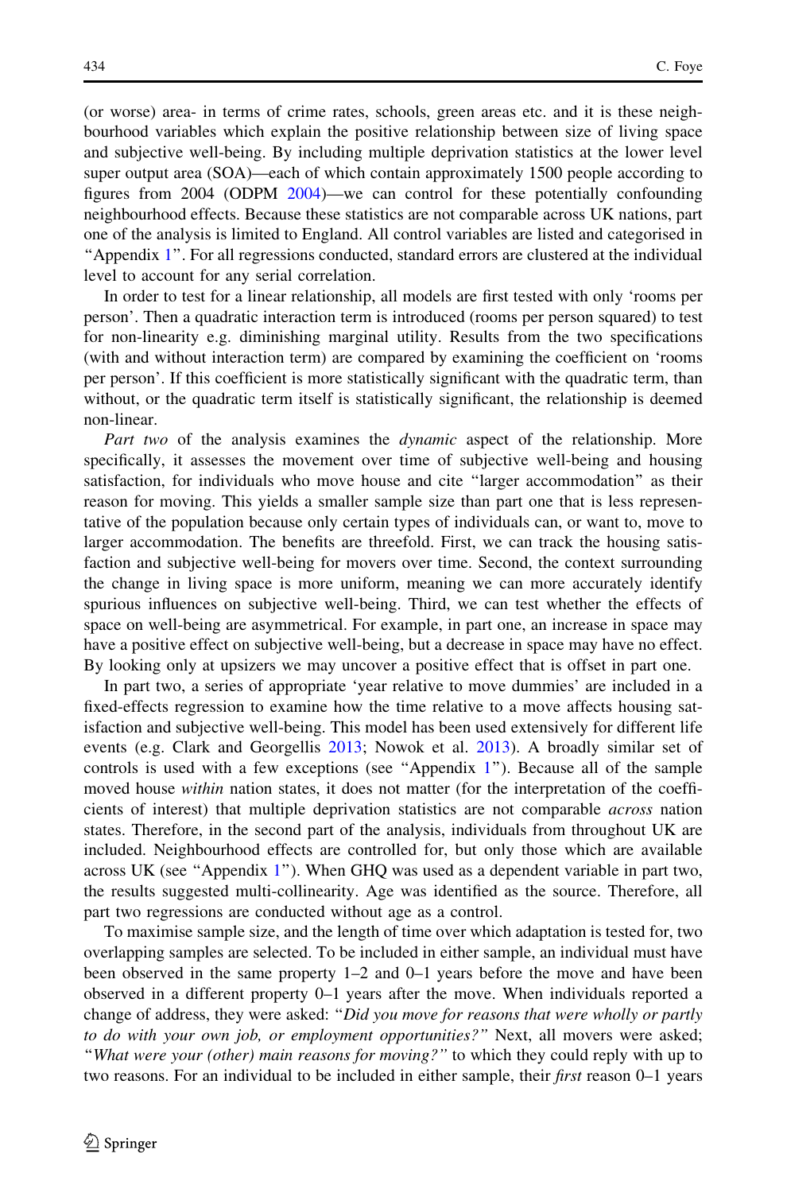(or worse) area- in terms of crime rates, schools, green areas etc. and it is these neighbourhood variables which explain the positive relationship between size of living space and subjective well-being. By including multiple deprivation statistics at the lower level super output area (SOA)—each of which contain approximately 1500 people according to figures from 2004 (ODPM 2004)—we can control for these potentially confounding neighbourhood effects. Because these statistics are not comparable across UK nations, part one of the analysis is limited to England. All control variables are listed and categorised in "Appendix 1". For all regressions conducted, standard errors are clustered at the individual level to account for any serial correlation.

In order to test for a linear relationship, all models are first tested with only 'rooms per person'. Then a quadratic interaction term is introduced (rooms per person squared) to test for non-linearity e.g. diminishing marginal utility. Results from the two specifications (with and without interaction term) are compared by examining the coefficient on 'rooms per person'. If this coefficient is more statistically significant with the quadratic term, than without, or the quadratic term itself is statistically significant, the relationship is deemed non-linear.

*Part two* of the analysis examines the *dynamic* aspect of the relationship. More specifically, it assesses the movement over time of subjective well-being and housing satisfaction, for individuals who move house and cite "larger accommodation" as their reason for moving. This yields a smaller sample size than part one that is less representative of the population because only certain types of individuals can, or want to, move to larger accommodation. The benefits are threefold. First, we can track the housing satisfaction and subjective well-being for movers over time. Second, the context surrounding the change in living space is more uniform, meaning we can more accurately identify spurious influences on subjective well-being. Third, we can test whether the effects of space on well-being are asymmetrical. For example, in part one, an increase in space may have a positive effect on subjective well-being, but a decrease in space may have no effect. By looking only at upsizers we may uncover a positive effect that is offset in part one.

In part two, a series of appropriate 'year relative to move dummies' are included in a fixed-effects regression to examine how the time relative to a move affects housing satisfaction and subjective well-being. This model has been used extensively for different life events (e.g. Clark and Georgellis 2013; Nowok et al. 2013). A broadly similar set of controls is used with a few exceptions (see "Appendix 1"). Because all of the sample moved house *within* nation states, it does not matter (for the interpretation of the coefficients of interest) that multiple deprivation statistics are not comparable *across* nation states. Therefore, in the second part of the analysis, individuals from throughout UK are included. Neighbourhood effects are controlled for, but only those which are available across UK (see "Appendix 1"). When GHQ was used as a dependent variable in part two, the results suggested multi-collinearity. Age was identified as the source. Therefore, all part two regressions are conducted without age as a control.

To maximise sample size, and the length of time over which adaptation is tested for, two overlapping samples are selected. To be included in either sample, an individual must have been observed in the same property 1–2 and 0–1 years before the move and have been observed in a different property 0–1 years after the move. When individuals reported a change of address, they were asked: "*Did you move for reasons that were wholly or partly to do with your own job, or employment opportunities?*" Next, all movers were asked; "*What were your (other) main reasons for moving?*" to which they could reply with up to two reasons. For an individual to be included in either sample, their *first* reason 0–1 years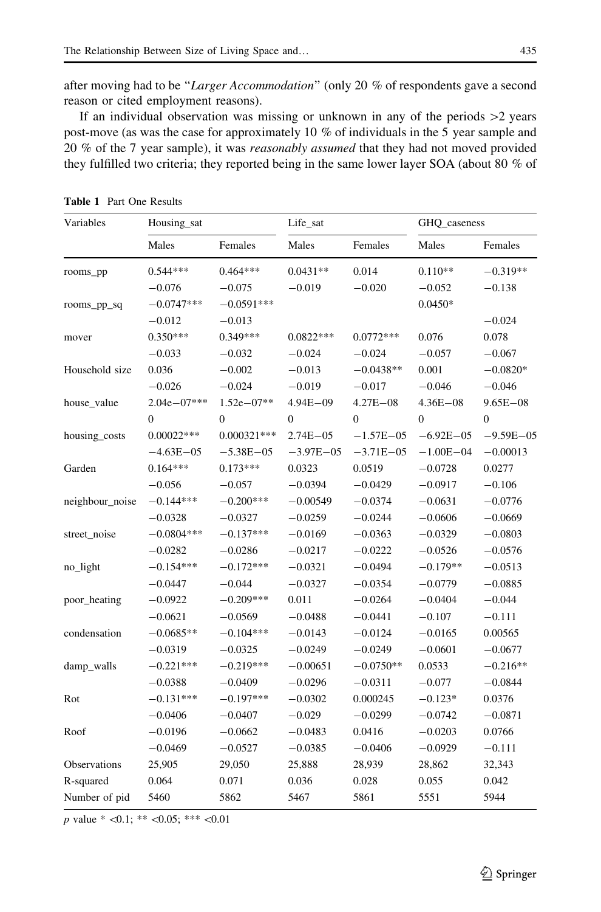after moving had to be "*Larger Accommodation*" (only 20 % of respondents gave a second reason or cited employment reasons).

If an individual observation was missing or unknown in any of the periods >2 years post-move (as was the case for approximately 10 % of individuals in the 5 year sample and 20 % of the 7 year sample), it was *reasonably assumed* that they had not moved provided they fulfilled two criteria; they reported being in the same lower layer SOA (about 80 % of

**Table 1** Part One Results

| Variables | Housing_sat | | Life_sat | | GHQ_caseness | |
|---|---|---|---|---|---|---|
| | Males | Females | Males | Females | Males | Females |
| rooms_pp | 0.544*** | 0.464*** | 0.0431** | 0.014 | 0.110** | −0.319** |
| | −0.076 | −0.075 | −0.019 | −0.020 | −0.052 | −0.138 |
| rooms_pp_sq | −0.0747*** | −0.0591*** | | | 0.0450* | |
| | −0.012 | −0.013 | | | | −0.024 |
| mover | 0.350*** | 0.349*** | 0.0822*** | 0.0772*** | 0.076 | 0.078 |
| | −0.033 | −0.032 | −0.024 | −0.024 | −0.057 | −0.067 |
| Household size | 0.036 | −0.002 | −0.013 | −0.0438** | 0.001 | −0.0820* |
| | −0.026 | −0.024 | −0.019 | −0.017 | −0.046 | −0.046 |
| house_value | 2.04e−07*** | 1.52e−07** | 4.94E−09 | 4.27E−08 | 4.36E−08 | 9.65E−08 |
| | 0 | 0 | 0 | 0 | 0 | 0 |
| housing_costs | 0.00022*** | 0.000321*** | 2.74E−05 | −1.57E−05 | −6.92E−05 | −9.59E−05 |
| | −4.63E−05 | −5.38E−05 | −3.97E−05 | −3.71E−05 | −1.00E−04 | −0.00013 |
| Garden | 0.164*** | 0.173*** | 0.0323 | 0.0519 | −0.0728 | 0.0277 |
| | −0.056 | −0.057 | −0.0394 | −0.0429 | −0.0917 | −0.106 |
| neighbour_noise | −0.144*** | −0.200*** | −0.00549 | −0.0374 | −0.0631 | −0.0776 |
| | −0.0328 | −0.0327 | −0.0259 | −0.0244 | −0.0606 | −0.0669 |
| street_noise | −0.0804*** | −0.137*** | −0.0169 | −0.0363 | −0.0329 | −0.0803 |
| | −0.0282 | −0.0286 | −0.0217 | −0.0222 | −0.0526 | −0.0576 |
| no_light | −0.154*** | −0.172*** | −0.0321 | −0.0494 | −0.179** | −0.0513 |
| | −0.0447 | −0.044 | −0.0327 | −0.0354 | −0.0779 | −0.0885 |
| poor_heating | −0.0922 | −0.209*** | 0.011 | −0.0264 | −0.0404 | −0.044 |
| | −0.0621 | −0.0569 | −0.0488 | −0.0441 | −0.107 | −0.111 |
| condensation | −0.0685** | −0.104*** | −0.0143 | −0.0124 | −0.0165 | 0.00565 |
| | −0.0319 | −0.0325 | −0.0249 | −0.0249 | −0.0601 | −0.0677 |
| damp_walls | −0.221*** | −0.219*** | −0.00651 | −0.0750** | 0.0533 | −0.216** |
| | −0.0388 | −0.0409 | −0.0296 | −0.0311 | −0.077 | −0.0844 |
| Rot | −0.131*** | −0.197*** | −0.0302 | 0.000245 | −0.123* | 0.0376 |
| | −0.0406 | −0.0407 | −0.029 | −0.0299 | −0.0742 | −0.0871 |
| Roof | −0.0196 | −0.0662 | −0.0483 | 0.0416 | −0.0203 | 0.0766 |
| | −0.0469 | −0.0527 | −0.0385 | −0.0406 | −0.0929 | −0.111 |
| Observations | 25,905 | 29,050 | 25,888 | 28,939 | 28,862 | 32,343 |
| R-squared | 0.064 | 0.071 | 0.036 | 0.028 | 0.055 | 0.042 |
| Number of pid | 5460 | 5862 | 5467 | 5861 | 5551 | 5944 |

*p* value * <0.1; ** <0.05; *** <0.01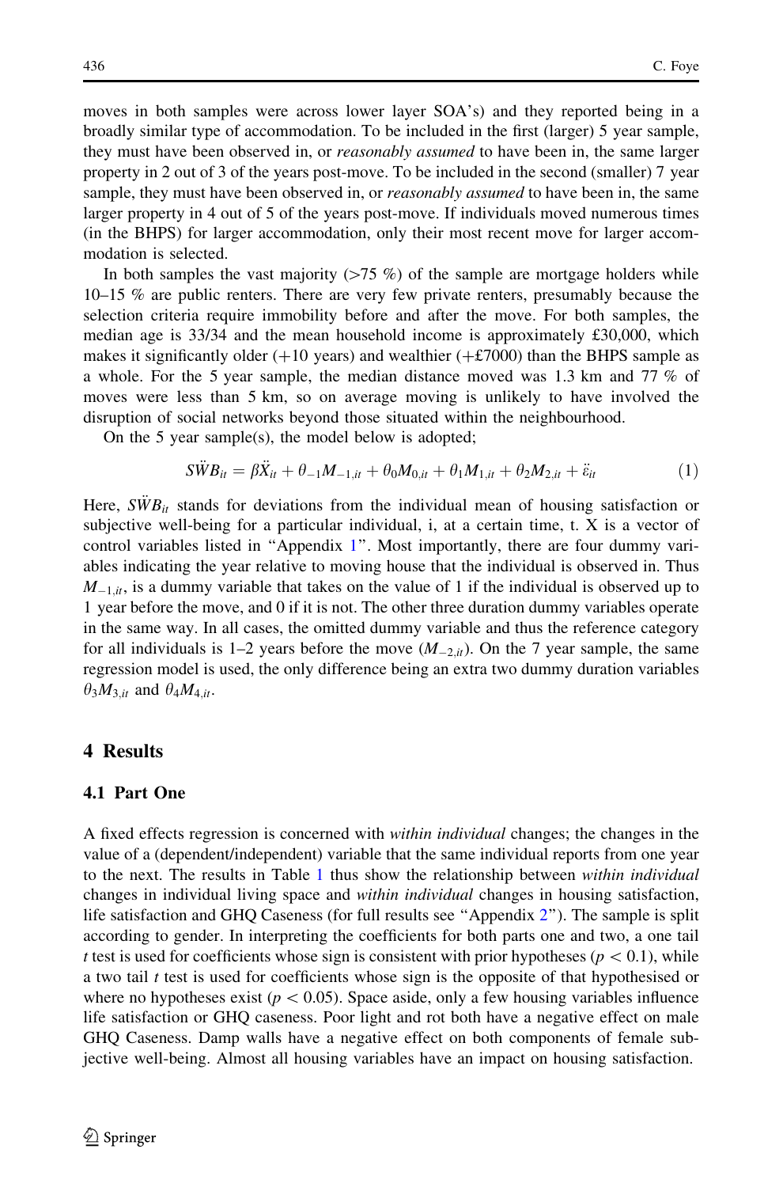moves in both samples were across lower layer SOA's) and they reported being in a broadly similar type of accommodation. To be included in the first (larger) 5 year sample, they must have been observed in, or *reasonably assumed* to have been in, the same larger property in 2 out of 3 of the years post-move. To be included in the second (smaller) 7 year sample, they must have been observed in, or *reasonably assumed* to have been in, the same larger property in 4 out of 5 of the years post-move. If individuals moved numerous times (in the BHPS) for larger accommodation, only their most recent move for larger accommodation is selected.

In both samples the vast majority (>75 %) of the sample are mortgage holders while 10–15 % are public renters. There are very few private renters, presumably because the selection criteria require immobility before and after the move. For both samples, the median age is 33/34 and the mean household income is approximately £30,000, which makes it significantly older (+10 years) and wealthier (+£7000) than the BHPS sample as a whole. For the 5 year sample, the median distance moved was 1.3 km and 77 % of moves were less than 5 km, so on average moving is unlikely to have involved the disruption of social networks beyond those situated within the neighbourhood.

On the 5 year sample(s), the model below is adopted;

$$S\ddot{W}B_{it} = \beta\ddot{X}_{it} + \theta_{-1}M_{-1,it} + \theta_0 M_{0,it} + \theta_1 M_{1,it} + \theta_2 M_{2,it} + \ddot{\varepsilon}_{it} \qquad (1)$$

Here, $S\ddot{W}B_{it}$ stands for deviations from the individual mean of housing satisfaction or subjective well-being for a particular individual, i, at a certain time, t. X is a vector of control variables listed in "Appendix 1". Most importantly, there are four dummy variables indicating the year relative to moving house that the individual is observed in. Thus $M_{-1,it}$, is a dummy variable that takes on the value of 1 if the individual is observed up to 1 year before the move, and 0 if it is not. The other three duration dummy variables operate in the same way. In all cases, the omitted dummy variable and thus the reference category for all individuals is 1–2 years before the move ($M_{-2,it}$). On the 7 year sample, the same regression model is used, the only difference being an extra two dummy duration variables $\theta_3 M_{3,it}$ and $\theta_4 M_{4,it}$.

## 4 Results

### 4.1 Part One

A fixed effects regression is concerned with *within individual* changes; the changes in the value of a (dependent/independent) variable that the same individual reports from one year to the next. The results in Table 1 thus show the relationship between *within individual* changes in individual living space and *within individual* changes in housing satisfaction, life satisfaction and GHQ Caseness (for full results see "Appendix 2"). The sample is split according to gender. In interpreting the coefficients for both parts one and two, a one tail *t* test is used for coefficients whose sign is consistent with prior hypotheses ($p < 0.1$), while a two tail *t* test is used for coefficients whose sign is the opposite of that hypothesised or where no hypotheses exist ($p < 0.05$). Space aside, only a few housing variables influence life satisfaction or GHQ caseness. Poor light and rot both have a negative effect on male GHQ Caseness. Damp walls have a negative effect on both components of female subjective well-being. Almost all housing variables have an impact on housing satisfaction.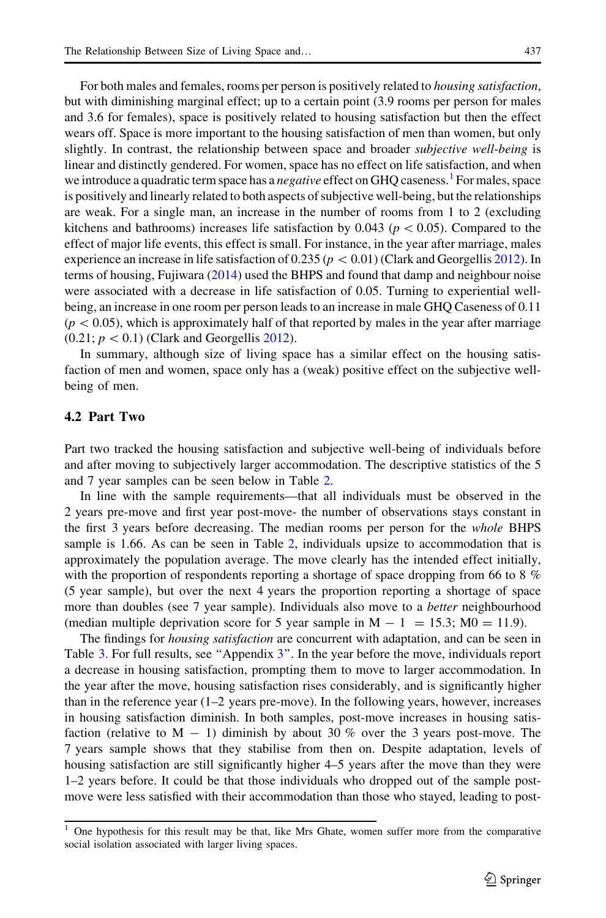For both males and females, rooms per person is positively related to *housing satisfaction*, but with diminishing marginal effect; up to a certain point (3.9 rooms per person for males and 3.6 for females), space is positively related to housing satisfaction but then the effect wears off. Space is more important to the housing satisfaction of men than women, but only slightly. In contrast, the relationship between space and broader *subjective well-being* is linear and distinctly gendered. For women, space has no effect on life satisfaction, and when we introduce a quadratic term space has a *negative* effect on GHQ caseness.[1] For males, space is positively and linearly related to both aspects of subjective well-being, but the relationships are weak. For a single man, an increase in the number of rooms from 1 to 2 (excluding kitchens and bathrooms) increases life satisfaction by 0.043 ($p < 0.05$). Compared to the effect of major life events, this effect is small. For instance, in the year after marriage, males experience an increase in life satisfaction of 0.235 ($p < 0.01$) (Clark and Georgellis 2012). In terms of housing, Fujiwara (2014) used the BHPS and found that damp and neighbour noise were associated with a decrease in life satisfaction of 0.05. Turning to experiential well-being, an increase in one room per person leads to an increase in male GHQ Caseness of 0.11 ($p < 0.05$), which is approximately half of that reported by males in the year after marriage (0.21; $p < 0.1$) (Clark and Georgellis 2012).

In summary, although size of living space has a similar effect on the housing satisfaction of men and women, space only has a (weak) positive effect on the subjective well-being of men.

### 4.2 Part Two

Part two tracked the housing satisfaction and subjective well-being of individuals before and after moving to subjectively larger accommodation. The descriptive statistics of the 5 and 7 year samples can be seen below in Table 2.

In line with the sample requirements—that all individuals must be observed in the 2 years pre-move and first year post-move- the number of observations stays constant in the first 3 years before decreasing. The median rooms per person for the *whole* BHPS sample is 1.66. As can be seen in Table 2, individuals upsize to accommodation that is approximately the population average. The move clearly has the intended effect initially, with the proportion of respondents reporting a shortage of space dropping from 66 to 8 % (5 year sample), but over the next 4 years the proportion reporting a shortage of space more than doubles (see 7 year sample). Individuals also move to a *better* neighbourhood (median multiple deprivation score for 5 year sample in $M - 1 = 15.3$; $M0 = 11.9$).

The findings for *housing satisfaction* are concurrent with adaptation, and can be seen in Table 3. For full results, see "Appendix 3". In the year before the move, individuals report a decrease in housing satisfaction, prompting them to move to larger accommodation. In the year after the move, housing satisfaction rises considerably, and is significantly higher than in the reference year (1–2 years pre-move). In the following years, however, increases in housing satisfaction diminish. In both samples, post-move increases in housing satisfaction (relative to $M - 1$) diminish by about 30 % over the 3 years post-move. The 7 years sample shows that they stabilise from then on. Despite adaptation, levels of housing satisfaction are still significantly higher 4–5 years after the move than they were 1–2 years before. It could be that those individuals who dropped out of the sample post-move were less satisfied with their accommodation than those who stayed, leading to post-

[1] One hypothesis for this result may be that, like Mrs Ghate, women suffer more from the comparative social isolation associated with larger living spaces.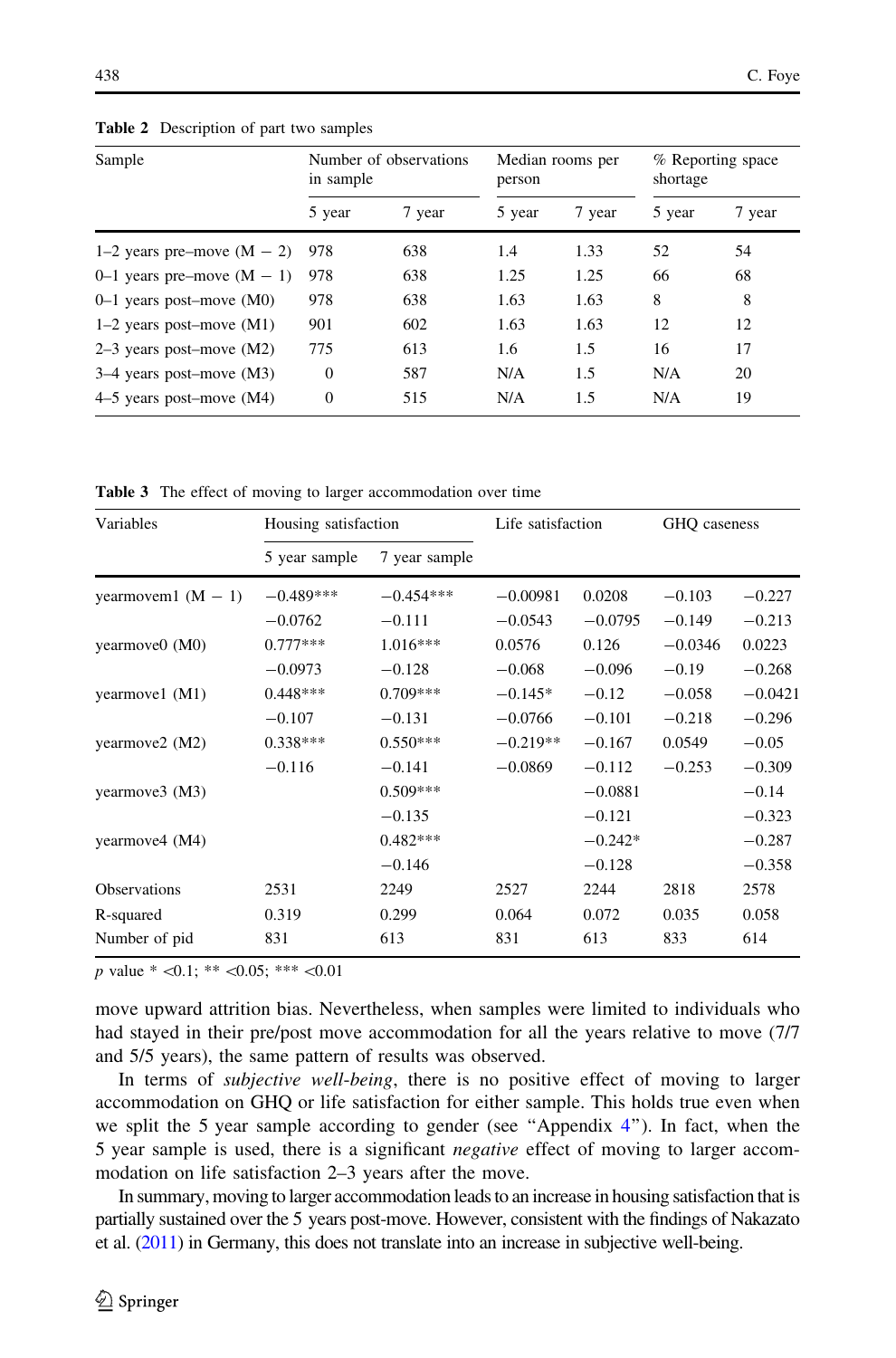**Table 2** Description of part two samples

| Sample | Number of observations in sample | | Median rooms per person | | % Reporting space shortage | |
|---|---|---|---|---|---|---|
| | 5 year | 7 year | 5 year | 7 year | 5 year | 7 year |
| 1–2 years pre–move (M − 2) | 978 | 638 | 1.4 | 1.33 | 52 | 54 |
| 0–1 years pre–move (M − 1) | 978 | 638 | 1.25 | 1.25 | 66 | 68 |
| 0–1 years post–move (M0) | 978 | 638 | 1.63 | 1.63 | 8 | 8 |
| 1–2 years post–move (M1) | 901 | 602 | 1.63 | 1.63 | 12 | 12 |
| 2–3 years post–move (M2) | 775 | 613 | 1.6 | 1.5 | 16 | 17 |
| 3–4 years post–move (M3) | 0 | 587 | N/A | 1.5 | N/A | 20 |
| 4–5 years post–move (M4) | 0 | 515 | N/A | 1.5 | N/A | 19 |

**Table 3** The effect of moving to larger accommodation over time

| Variables | Housing satisfaction | | Life satisfaction | | GHQ caseness | |
|---|---|---|---|---|---|---|
| | 5 year sample | 7 year sample | | | | |
| yearmovem1 (M − 1) | −0.489*** | −0.454*** | −0.00981 | 0.0208 | −0.103 | −0.227 |
| | −0.0762 | −0.111 | −0.0543 | −0.0795 | −0.149 | −0.213 |
| yearmove0 (M0) | 0.777*** | 1.016*** | 0.0576 | 0.126 | −0.0346 | 0.0223 |
| | −0.0973 | −0.128 | −0.068 | −0.096 | −0.19 | −0.268 |
| yearmove1 (M1) | 0.448*** | 0.709*** | −0.145* | −0.12 | −0.058 | −0.0421 |
| | −0.107 | −0.131 | −0.0766 | −0.101 | −0.218 | −0.296 |
| yearmove2 (M2) | 0.338*** | 0.550*** | −0.219** | −0.167 | 0.0549 | −0.05 |
| | −0.116 | −0.141 | −0.0869 | −0.112 | −0.253 | −0.309 |
| yearmove3 (M3) | | 0.509*** | | −0.0881 | | −0.14 |
| | | −0.135 | | −0.121 | | −0.323 |
| yearmove4 (M4) | | 0.482*** | | −0.242* | | −0.287 |
| | | −0.146 | | −0.128 | | −0.358 |
| Observations | 2531 | 2249 | 2527 | 2244 | 2818 | 2578 |
| R-squared | 0.319 | 0.299 | 0.064 | 0.072 | 0.035 | 0.058 |
| Number of pid | 831 | 613 | 831 | 613 | 833 | 614 |

*p* value * <0.1; ** <0.05; *** <0.01

move upward attrition bias. Nevertheless, when samples were limited to individuals who had stayed in their pre/post move accommodation for all the years relative to move (7/7 and 5/5 years), the same pattern of results was observed.

In terms of *subjective well-being*, there is no positive effect of moving to larger accommodation on GHQ or life satisfaction for either sample. This holds true even when we split the 5 year sample according to gender (see "Appendix 4"). In fact, when the 5 year sample is used, there is a significant *negative* effect of moving to larger accommodation on life satisfaction 2–3 years after the move.

In summary, moving to larger accommodation leads to an increase in housing satisfaction that is partially sustained over the 5 years post-move. However, consistent with the findings of Nakazato et al. (2011) in Germany, this does not translate into an increase in subjective well-being.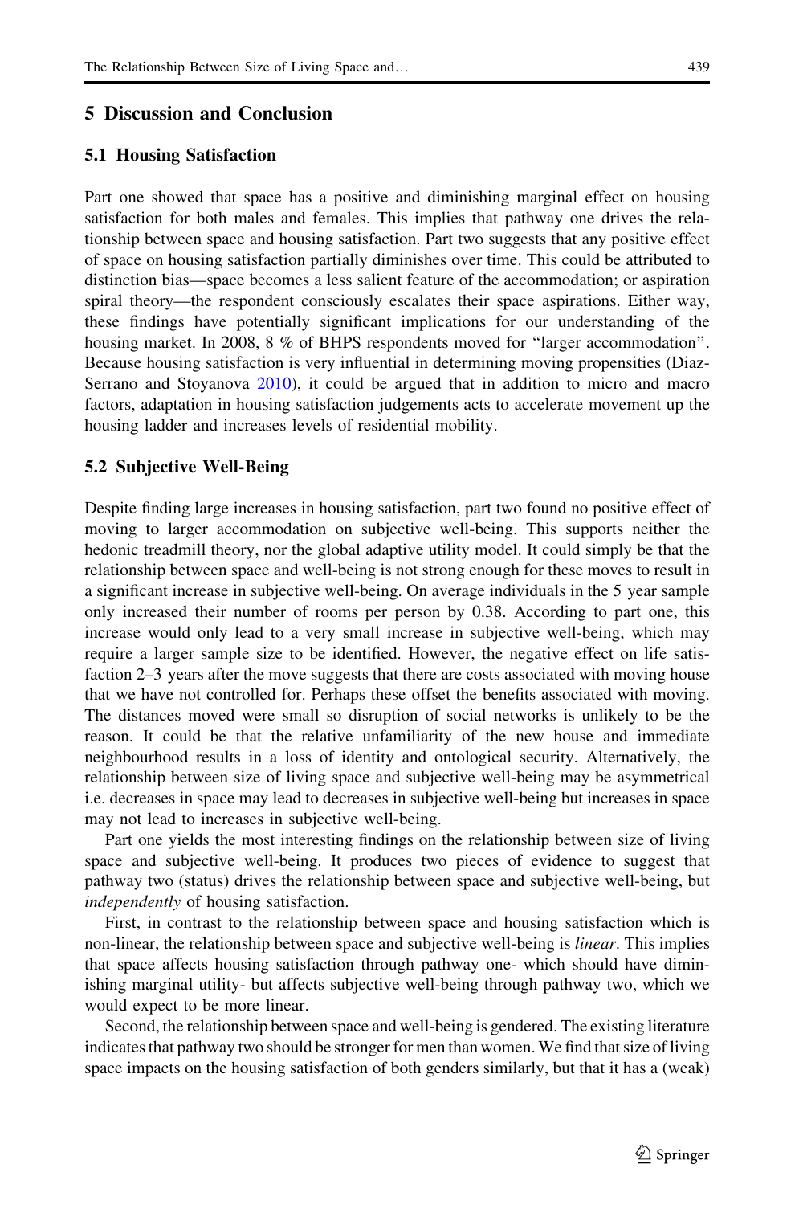## 5 Discussion and Conclusion

### 5.1 Housing Satisfaction

Part one showed that space has a positive and diminishing marginal effect on housing satisfaction for both males and females. This implies that pathway one drives the relationship between space and housing satisfaction. Part two suggests that any positive effect of space on housing satisfaction partially diminishes over time. This could be attributed to distinction bias—space becomes a less salient feature of the accommodation; or aspiration spiral theory—the respondent consciously escalates their space aspirations. Either way, these findings have potentially significant implications for our understanding of the housing market. In 2008, 8 % of BHPS respondents moved for "larger accommodation". Because housing satisfaction is very influential in determining moving propensities (Diaz-Serrano and Stoyanova 2010), it could be argued that in addition to micro and macro factors, adaptation in housing satisfaction judgements acts to accelerate movement up the housing ladder and increases levels of residential mobility.

### 5.2 Subjective Well-Being

Despite finding large increases in housing satisfaction, part two found no positive effect of moving to larger accommodation on subjective well-being. This supports neither the hedonic treadmill theory, nor the global adaptive utility model. It could simply be that the relationship between space and well-being is not strong enough for these moves to result in a significant increase in subjective well-being. On average individuals in the 5 year sample only increased their number of rooms per person by 0.38. According to part one, this increase would only lead to a very small increase in subjective well-being, which may require a larger sample size to be identified. However, the negative effect on life satisfaction 2–3 years after the move suggests that there are costs associated with moving house that we have not controlled for. Perhaps these offset the benefits associated with moving. The distances moved were small so disruption of social networks is unlikely to be the reason. It could be that the relative unfamiliarity of the new house and immediate neighbourhood results in a loss of identity and ontological security. Alternatively, the relationship between size of living space and subjective well-being may be asymmetrical i.e. decreases in space may lead to decreases in subjective well-being but increases in space may not lead to increases in subjective well-being.

Part one yields the most interesting findings on the relationship between size of living space and subjective well-being. It produces two pieces of evidence to suggest that pathway two (status) drives the relationship between space and subjective well-being, but *independently* of housing satisfaction.

First, in contrast to the relationship between space and housing satisfaction which is non-linear, the relationship between space and subjective well-being is *linear*. This implies that space affects housing satisfaction through pathway one- which should have diminishing marginal utility- but affects subjective well-being through pathway two, which we would expect to be more linear.

Second, the relationship between space and well-being is gendered. The existing literature indicates that pathway two should be stronger for men than women. We find that size of living space impacts on the housing satisfaction of both genders similarly, but that it has a (weak)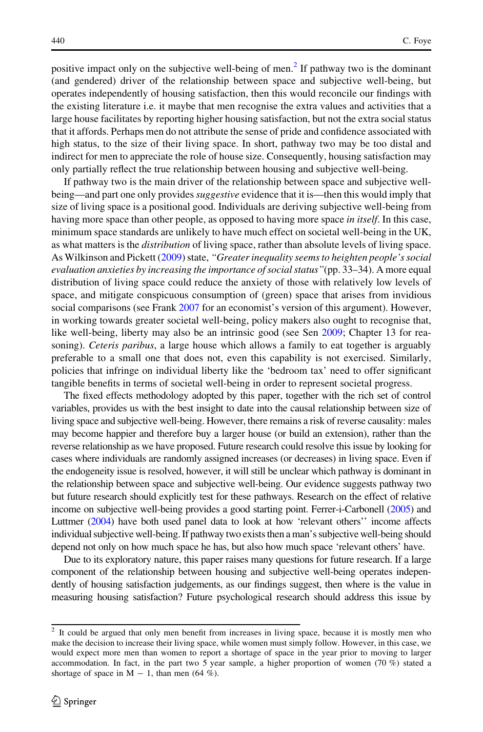positive impact only on the subjective well-being of men.[2] If pathway two is the dominant (and gendered) driver of the relationship between space and subjective well-being, but operates independently of housing satisfaction, then this would reconcile our findings with the existing literature i.e. it maybe that men recognise the extra values and activities that a large house facilitates by reporting higher housing satisfaction, but not the extra social status that it affords. Perhaps men do not attribute the sense of pride and confidence associated with high status, to the size of their living space. In short, pathway two may be too distal and indirect for men to appreciate the role of house size. Consequently, housing satisfaction may only partially reflect the true relationship between housing and subjective well-being.

If pathway two is the main driver of the relationship between space and subjective well-being—and part one only provides *suggestive* evidence that it is—then this would imply that size of living space is a positional good. Individuals are deriving subjective well-being from having more space than other people, as opposed to having more space *in itself*. In this case, minimum space standards are unlikely to have much effect on societal well-being in the UK, as what matters is the *distribution* of living space, rather than absolute levels of living space. As Wilkinson and Pickett (2009) state, *"Greater inequality seems to heighten people's social evaluation anxieties by increasing the importance of social status"* (pp. 33–34). A more equal distribution of living space could reduce the anxiety of those with relatively low levels of space, and mitigate conspicuous consumption of (green) space that arises from invidious social comparisons (see Frank 2007 for an economist's version of this argument). However, in working towards greater societal well-being, policy makers also ought to recognise that, like well-being, liberty may also be an intrinsic good (see Sen 2009; Chapter 13 for reasoning). *Ceteris paribus*, a large house which allows a family to eat together is arguably preferable to a small one that does not, even this capability is not exercised. Similarly, policies that infringe on individual liberty like the 'bedroom tax' need to offer significant tangible benefits in terms of societal well-being in order to represent societal progress.

The fixed effects methodology adopted by this paper, together with the rich set of control variables, provides us with the best insight to date into the causal relationship between size of living space and subjective well-being. However, there remains a risk of reverse causality: males may become happier and therefore buy a larger house (or build an extension), rather than the reverse relationship as we have proposed. Future research could resolve this issue by looking for cases where individuals are randomly assigned increases (or decreases) in living space. Even if the endogeneity issue is resolved, however, it will still be unclear which pathway is dominant in the relationship between space and subjective well-being. Our evidence suggests pathway two but future research should explicitly test for these pathways. Research on the effect of relative income on subjective well-being provides a good starting point. Ferrer-i-Carbonell (2005) and Luttmer (2004) have both used panel data to look at how 'relevant others'' income affects individual subjective well-being. If pathway two exists then a man's subjective well-being should depend not only on how much space he has, but also how much space 'relevant others' have.

Due to its exploratory nature, this paper raises many questions for future research. If a large component of the relationship between housing and subjective well-being operates independently of housing satisfaction judgements, as our findings suggest, then where is the value in measuring housing satisfaction? Future psychological research should address this issue by

[2] It could be argued that only men benefit from increases in living space, because it is mostly men who make the decision to increase their living space, while women must simply follow. However, in this case, we would expect more men than women to report a shortage of space in the year prior to moving to larger accommodation. In fact, in the part two 5 year sample, a higher proportion of women (70 %) stated a shortage of space in M − 1, than men (64 %).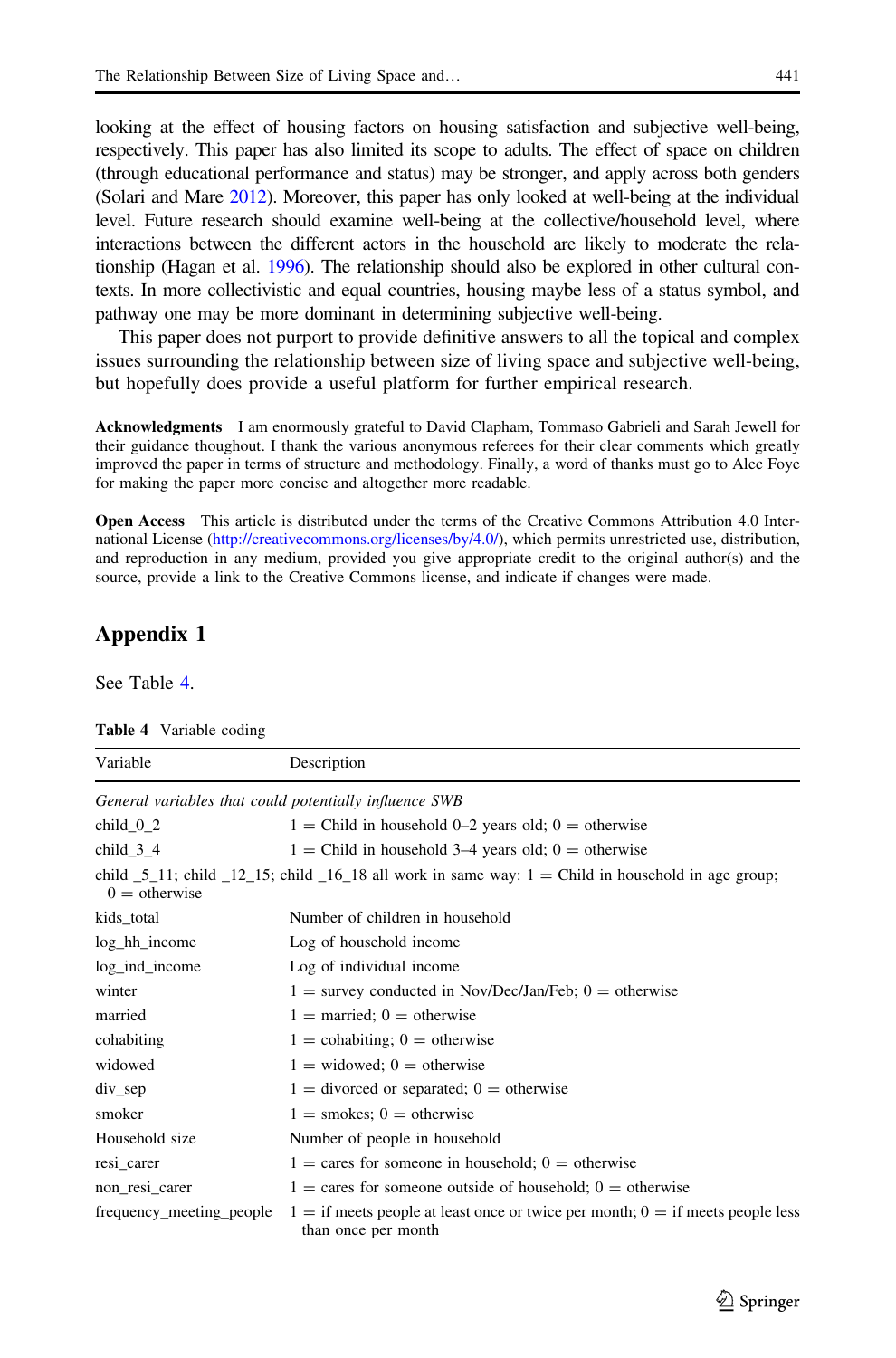looking at the effect of housing factors on housing satisfaction and subjective well-being, respectively. This paper has also limited its scope to adults. The effect of space on children (through educational performance and status) may be stronger, and apply across both genders (Solari and Mare 2012). Moreover, this paper has only looked at well-being at the individual level. Future research should examine well-being at the collective/household level, where interactions between the different actors in the household are likely to moderate the relationship (Hagan et al. 1996). The relationship should also be explored in other cultural contexts. In more collectivistic and equal countries, housing maybe less of a status symbol, and pathway one may be more dominant in determining subjective well-being.

This paper does not purport to provide definitive answers to all the topical and complex issues surrounding the relationship between size of living space and subjective well-being, but hopefully does provide a useful platform for further empirical research.

**Acknowledgments** I am enormously grateful to David Clapham, Tommaso Gabrieli and Sarah Jewell for their guidance thoughout. I thank the various anonymous referees for their clear comments which greatly improved the paper in terms of structure and methodology. Finally, a word of thanks must go to Alec Foye for making the paper more concise and altogether more readable.

**Open Access** This article is distributed under the terms of the Creative Commons Attribution 4.0 International License (http://creativecommons.org/licenses/by/4.0/), which permits unrestricted use, distribution, and reproduction in any medium, provided you give appropriate credit to the original author(s) and the source, provide a link to the Creative Commons license, and indicate if changes were made.

## Appendix 1

See Table 4.

**Table 4** Variable coding

| Variable | Description |
|---|---|
| *General variables that could potentially influence SWB* | |
| child_0_2 | 1 = Child in household 0–2 years old; 0 = otherwise |
| child_3_4 | 1 = Child in household 3–4 years old; 0 = otherwise |
| child _5_11; child _12_15; child _16_18 all work in same way: 1 = Child in household in age group; 0 = otherwise | |
| kids_total | Number of children in household |
| log_hh_income | Log of household income |
| log_ind_income | Log of individual income |
| winter | 1 = survey conducted in Nov/Dec/Jan/Feb; 0 = otherwise |
| married | 1 = married; 0 = otherwise |
| cohabiting | 1 = cohabiting; 0 = otherwise |
| widowed | 1 = widowed; 0 = otherwise |
| div_sep | 1 = divorced or separated; 0 = otherwise |
| smoker | 1 = smokes; 0 = otherwise |
| Household size | Number of people in household |
| resi_carer | 1 = cares for someone in household; 0 = otherwise |
| non_resi_carer | 1 = cares for someone outside of household; 0 = otherwise |
| frequency_meeting_people | 1 = if meets people at least once or twice per month; 0 = if meets people less than once per month |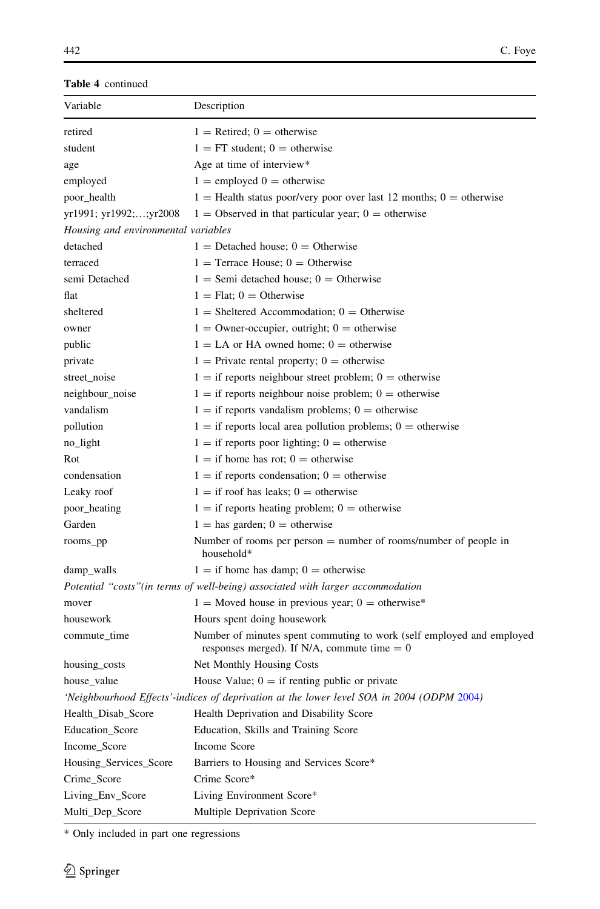**Table 4** continued

| Variable | Description |
|---|---|
| retired | 1 = Retired; 0 = otherwise |
| student | 1 = FT student; 0 = otherwise |
| age | Age at time of interview* |
| employed | 1 = employed 0 = otherwise |
| poor_health | 1 = Health status poor/very poor over last 12 months; 0 = otherwise |
| yr1991; yr1992;…;yr2008 | 1 = Observed in that particular year; 0 = otherwise |
| *Housing and environmental variables* | |
| detached | 1 = Detached house; 0 = Otherwise |
| terraced | 1 = Terrace House; 0 = Otherwise |
| semi Detached | 1 = Semi detached house; 0 = Otherwise |
| flat | 1 = Flat; 0 = Otherwise |
| sheltered | 1 = Sheltered Accommodation; 0 = Otherwise |
| owner | 1 = Owner-occupier, outright; 0 = otherwise |
| public | 1 = LA or HA owned home; 0 = otherwise |
| private | 1 = Private rental property; 0 = otherwise |
| street_noise | 1 = if reports neighbour street problem; 0 = otherwise |
| neighbour_noise | 1 = if reports neighbour noise problem; 0 = otherwise |
| vandalism | 1 = if reports vandalism problems; 0 = otherwise |
| pollution | 1 = if reports local area pollution problems; 0 = otherwise |
| no_light | 1 = if reports poor lighting; 0 = otherwise |
| Rot | 1 = if home has rot; 0 = otherwise |
| condensation | 1 = if reports condensation; 0 = otherwise |
| Leaky roof | 1 = if roof has leaks; 0 = otherwise |
| poor_heating | 1 = if reports heating problem; 0 = otherwise |
| Garden | 1 = has garden; 0 = otherwise |
| rooms_pp | Number of rooms per person = number of rooms/number of people in household* |
| damp_walls | 1 = if home has damp; 0 = otherwise |
| *Potential "costs"(in terms of well-being) associated with larger accommodation* | |
| mover | 1 = Moved house in previous year; 0 = otherwise* |
| housework | Hours spent doing housework |
| commute_time | Number of minutes spent commuting to work (self employed and employed responses merged). If N/A, commute time = 0 |
| housing_costs | Net Monthly Housing Costs |
| house_value | House Value; 0 = if renting public or private |
| *'Neighbourhood Effects'-indices of deprivation at the lower level SOA in 2004 (ODPM 2004)* | |
| Health_Disab_Score | Health Deprivation and Disability Score |
| Education_Score | Education, Skills and Training Score |
| Income_Score | Income Score |
| Housing_Services_Score | Barriers to Housing and Services Score* |
| Crime_Score | Crime Score* |
| Living_Env_Score | Living Environment Score* |
| Multi_Dep_Score | Multiple Deprivation Score |

\* Only included in part one regressions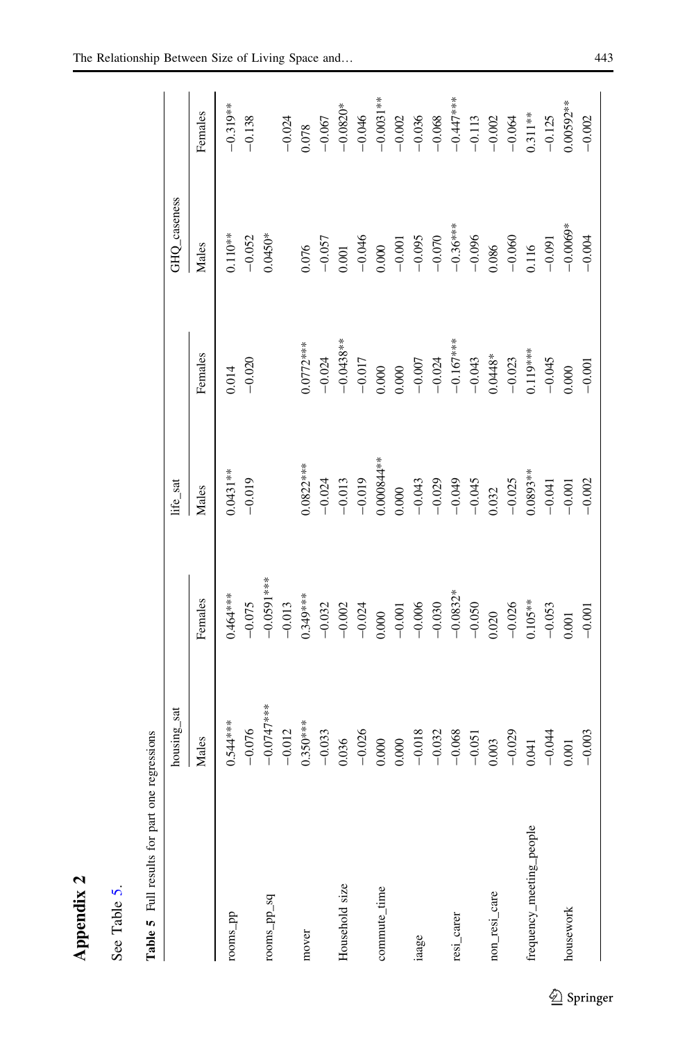# Appendix 2

See Table 5.

**Table 5** Full results for part one regressions

| | housing_sat | | life_sat | | GHQ_caseness | |
|---|---|---|---|---|---|---|
| | Males | Females | Males | Females | Males | Females |
| rooms_pp | 0.544*** | 0.464*** | 0.0431** | 0.014 | 0.110** | −0.319** |
| | −0.076 | −0.075 | −0.019 | −0.020 | −0.052 | −0.138 |
| rooms_pp_sq | −0.0747*** | −0.0591*** | | | 0.0450* | |
| | −0.012 | −0.013 | | | | −0.024 |
| mover | 0.350*** | 0.349*** | 0.0822*** | 0.0772*** | 0.076 | 0.078 |
| | −0.033 | −0.032 | −0.024 | −0.024 | −0.057 | −0.067 |
| Household size | 0.036 | −0.002 | −0.013 | −0.0438** | 0.001 | −0.0820* |
| | −0.026 | −0.024 | −0.019 | −0.017 | −0.046 | −0.046 |
| commute_time | 0.000 | 0.000 | 0.000844** | 0.000 | 0.000 | −0.0031** |
| | 0.000 | −0.001 | 0.000 | 0.000 | −0.001 | −0.002 |
| iaage | −0.018 | −0.006 | −0.043 | −0.007 | −0.095 | −0.036 |
| | −0.032 | −0.030 | −0.029 | −0.024 | −0.070 | −0.068 |
| resi_carer | −0.068 | −0.0832* | −0.049 | −0.167*** | −0.36*** | −0.447*** |
| | −0.051 | −0.050 | −0.045 | −0.043 | −0.096 | −0.113 |
| non_resi_care | 0.003 | 0.020 | 0.032 | 0.0448* | 0.086 | −0.002 |
| | −0.029 | −0.026 | −0.025 | −0.023 | −0.060 | −0.064 |
| frequency_meeting_people | 0.041 | 0.105** | 0.0893** | 0.119*** | 0.116 | 0.311** |
| | −0.044 | −0.053 | −0.041 | −0.045 | −0.091 | −0.125 |
| housework | 0.001 | 0.001 | −0.001 | 0.000 | −0.0069* | 0.00592** |
| | −0.003 | −0.001 | −0.002 | −0.001 | −0.004 | −0.002 |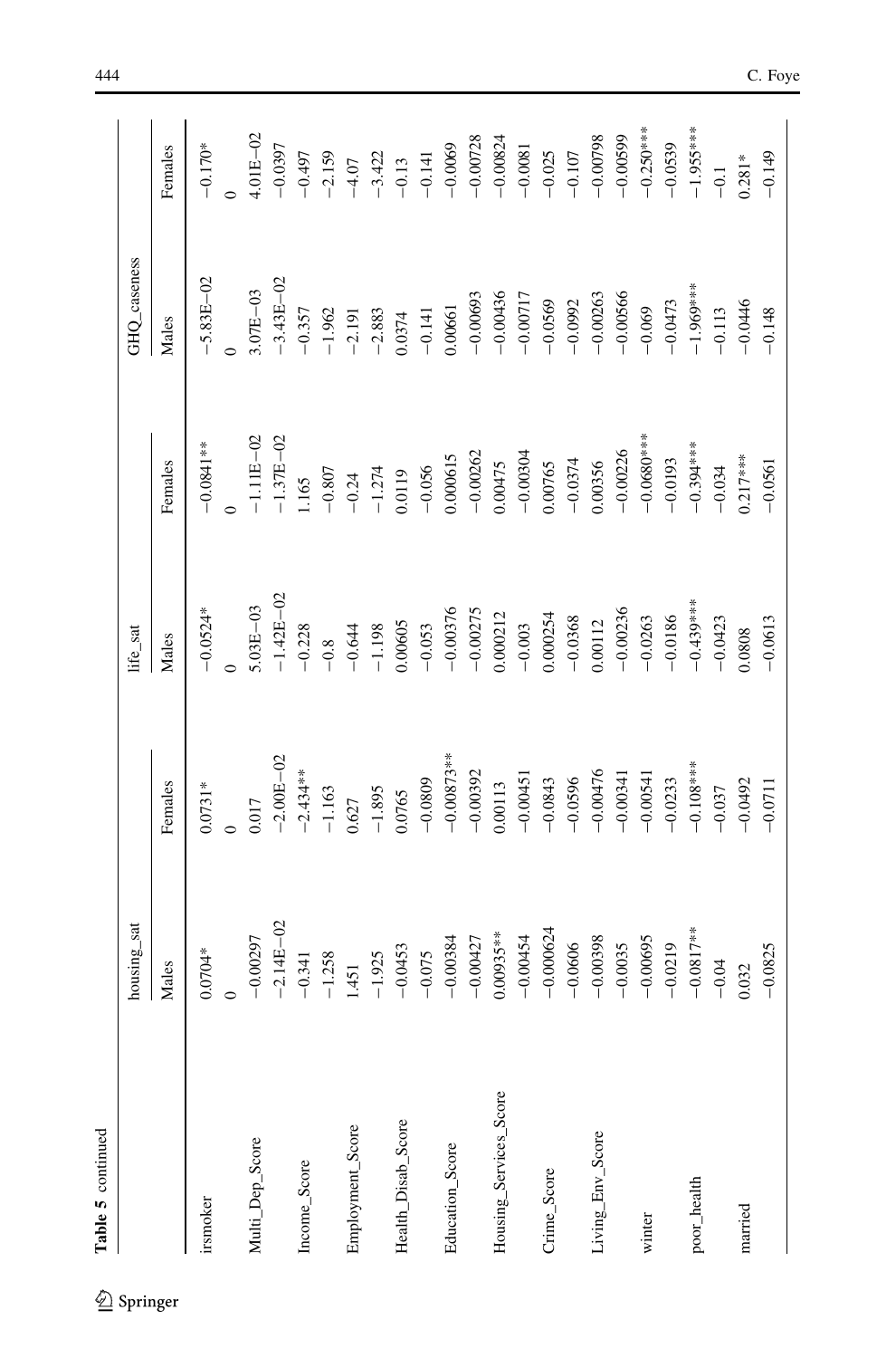**Table 5** continued

| | housing_sat | | life_sat | | GHQ_caseness | |
|---|---|---|---|---|---|---|
| | Males | Females | Males | Females | Males | Females |
| irsmoker | 0.0704* | 0.0731* | −0.0524* | −0.0841** | −5.83E−02 | −0.170* |
| | 0 | 0 | 0 | 0 | 0 | 0 |
| Multi_Dep_Score | −0.00297 | 0.017 | 5.03E−03 | −1.11E−02 | 3.07E−03 | 4.01E−02 |
| | −2.14E−02 | −2.00E−02 | −1.42E−02 | −1.37E−02 | −3.43E−02 | −0.0397 |
| Income_Score | −0.341 | −2.434** | −0.228 | 1.165 | −0.357 | −0.497 |
| | −1.258 | −1.163 | −0.8 | −0.807 | −1.962 | −2.159 |
| Employment_Score | 1.451 | 0.627 | −0.644 | −0.24 | −2.191 | −4.07 |
| | −1.925 | −1.895 | −1.198 | −1.274 | −2.883 | −3.422 |
| Health_Disab_Score | −0.0453 | 0.0765 | 0.00605 | 0.0119 | 0.0374 | −0.13 |
| | −0.075 | −0.0809 | −0.053 | −0.056 | −0.141 | −0.141 |
| Education_Score | −0.00384 | −0.00873** | −0.00376 | 0.000615 | 0.00661 | −0.0069 |
| | −0.00427 | −0.00392 | −0.00275 | −0.00262 | −0.00693 | −0.00728 |
| Housing_Services_Score | 0.00935** | 0.00113 | 0.000212 | 0.00475 | −0.00436 | −0.00824 |
| | −0.00454 | −0.00451 | −0.003 | −0.00304 | −0.00717 | −0.0081 |
| Crime_Score | −0.000624 | −0.0843 | 0.000254 | 0.00765 | −0.0569 | −0.025 |
| | −0.0606 | −0.0596 | −0.0368 | −0.0374 | −0.0992 | −0.107 |
| Living_Env_Score | −0.00398 | −0.00476 | 0.00112 | 0.00356 | −0.00263 | −0.00798 |
| | −0.0035 | −0.00341 | −0.00236 | −0.00226 | −0.00566 | −0.00599 |
| winter | −0.00695 | −0.00541 | −0.0263 | −0.0680*** | −0.069 | −0.250*** |
| | −0.0219 | −0.0233 | −0.0186 | −0.0193 | −0.0473 | −0.0539 |
| poor_health | −0.0817** | −0.108*** | −0.439*** | −0.394*** | −1.969*** | −1.955*** |
| | −0.04 | −0.037 | −0.0423 | −0.034 | −0.113 | −0.1 |
| married | 0.032 | −0.0492 | 0.0808 | 0.217*** | −0.0446 | 0.281* |
| | −0.0825 | −0.0711 | −0.0613 | −0.0561 | −0.148 | −0.149 |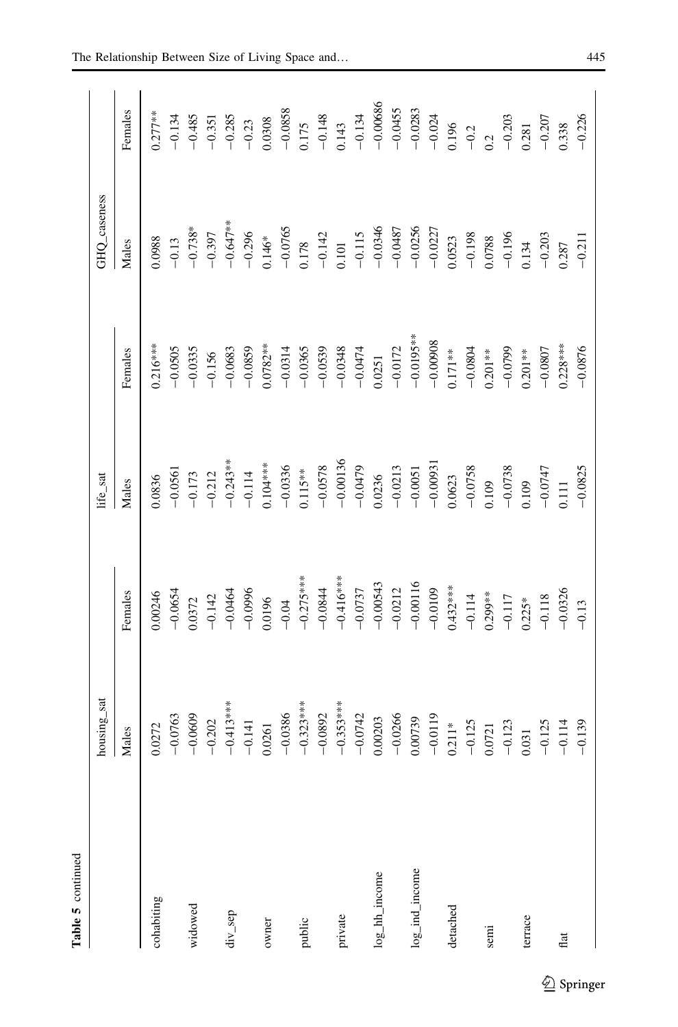**Table 5** continued

| | housing_sat | | life_sat | | GHQ_caseness | |
|---|---|---|---|---|---|---|
| | Males | Females | Males | Females | Males | Females |
| cohabiting | 0.0272 | 0.00246 | 0.0836 | 0.216*** | 0.0988 | 0.277** |
| | −0.0763 | −0.0654 | −0.0561 | −0.0505 | −0.13 | −0.134 |
| widowed | −0.0609 | 0.0372 | −0.173 | −0.0335 | −0.738* | −0.485 |
| | −0.202 | −0.142 | −0.212 | −0.156 | −0.397 | −0.351 |
| div_sep | −0.413*** | −0.0464 | −0.243** | −0.0683 | −0.647** | −0.285 |
| | −0.141 | −0.0996 | −0.114 | −0.0859 | −0.296 | −0.23 |
| owner | 0.0261 | 0.0196 | 0.104*** | 0.0782** | 0.146* | 0.0308 |
| | −0.0386 | −0.04 | −0.0336 | −0.0314 | −0.0765 | −0.0858 |
| public | −0.323*** | −0.275*** | 0.115** | −0.0365 | 0.178 | 0.175 |
| | −0.0892 | −0.0844 | −0.0578 | −0.0539 | −0.142 | −0.148 |
| private | −0.353*** | −0.416*** | −0.00136 | −0.0348 | 0.101 | 0.143 |
| | −0.0742 | −0.0737 | −0.0479 | −0.0474 | −0.115 | −0.134 |
| log_hh_income | 0.00203 | −0.00543 | 0.0236 | 0.0251 | −0.0346 | −0.00686 |
| | −0.0266 | −0.0212 | −0.0213 | −0.0172 | −0.0487 | −0.0455 |
| log_ind_income | 0.00739 | −0.00116 | −0.0051 | −0.0195** | −0.0256 | −0.0283 |
| | −0.0119 | −0.0109 | −0.00931 | −0.00908 | −0.0227 | −0.024 |
| detached | 0.211* | 0.432*** | 0.0623 | 0.171** | 0.0523 | 0.196 |
| | −0.125 | −0.114 | −0.0758 | −0.0804 | −0.198 | −0.2 |
| semi | 0.0721 | 0.299** | 0.109 | 0.201** | 0.0788 | 0.2 |
| | −0.123 | −0.117 | −0.0738 | −0.0799 | −0.196 | −0.203 |
| terrace | 0.031 | 0.225* | 0.109 | 0.201** | 0.134 | 0.281 |
| | −0.125 | −0.118 | −0.0747 | −0.0807 | −0.203 | −0.207 |
| flat | −0.114 | −0.0326 | 0.111 | 0.228*** | 0.287 | 0.338 |
| | −0.139 | −0.13 | −0.0825 | −0.0876 | −0.211 | −0.226 |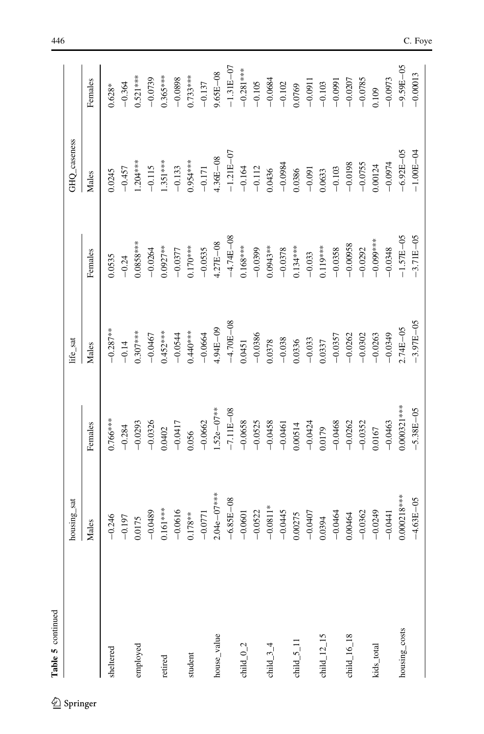**Table 5** continued

| | housing_sat | | life_sat | | GHQ_caseness | |
|---|---|---|---|---|---|---|
| | Males | Females | Males | Females | Males | Females |
| sheltered | −0.246 | 0.766*** | −0.287** | 0.0535 | 0.0245 | 0.628* |
| | −0.197 | −0.284 | −0.14 | −0.24 | −0.457 | −0.364 |
| employed | 0.0175 | −0.0293 | 0.307*** | 0.0858*** | 1.204*** | 0.521*** |
| | −0.0489 | −0.0326 | −0.0467 | −0.0264 | −0.115 | −0.0739 |
| retired | 0.161*** | 0.0402 | 0.452*** | 0.0927** | 1.351*** | 0.365*** |
| | −0.0616 | −0.0417 | −0.0544 | −0.0377 | −0.133 | −0.0898 |
| student | 0.178** | 0.056 | 0.440*** | 0.170*** | 0.954*** | 0.733*** |
| | −0.0771 | −0.0662 | −0.0664 | −0.0535 | −0.171 | −0.137 |
| house_value | 2.04e−07*** | 1.52e−07** | 4.94E−09 | 4.27E−08 | 4.36E−08 | 9.65E−08 |
| | −6.85E−08 | −7.11E−08 | −4.70E−08 | −4.74E−08 | −1.21E−07 | −1.31E−07 |
| child_0_2 | −0.0601 | −0.0658 | 0.0451 | 0.168*** | −0.164 | −0.281*** |
| | −0.0522 | −0.0525 | −0.0386 | −0.0399 | −0.112 | −0.105 |
| child_3_4 | −0.0811* | −0.0458 | 0.0378 | 0.0943** | 0.0436 | −0.0684 |
| | −0.0445 | −0.0461 | −0.038 | −0.0378 | −0.0984 | −0.102 |
| child_5_11 | 0.00275 | 0.00514 | 0.0336 | 0.134*** | 0.0386 | 0.0769 |
| | −0.0407 | −0.0424 | −0.033 | −0.033 | −0.091 | −0.0911 |
| child_12_15 | 0.0394 | 0.0179 | 0.0337 | 0.119*** | 0.0633 | −0.103 |
| | −0.0464 | −0.0468 | −0.0357 | −0.0358 | −0.103 | −0.0991 |
| child_16_18 | 0.00464 | −0.0262 | −0.0262 | −0.00958 | −0.0198 | −0.0207 |
| | −0.0362 | −0.0352 | −0.0302 | −0.0292 | −0.0755 | −0.0785 |
| kids_total | −0.0249 | 0.0167 | −0.0263 | −0.099*** | 0.00124 | 0.109 |
| | −0.0441 | −0.0463 | −0.0349 | −0.0348 | −0.0974 | −0.0973 |
| housing_costs | 0.000218*** | 0.000321*** | 2.74E−05 | −1.57E−05 | −6.92E−05 | −9.59E−05 |
| | −4.63E−05 | −5.38E−05 | −3.97E−05 | −3.71E−05 | −1.00E−04 | −0.00013 |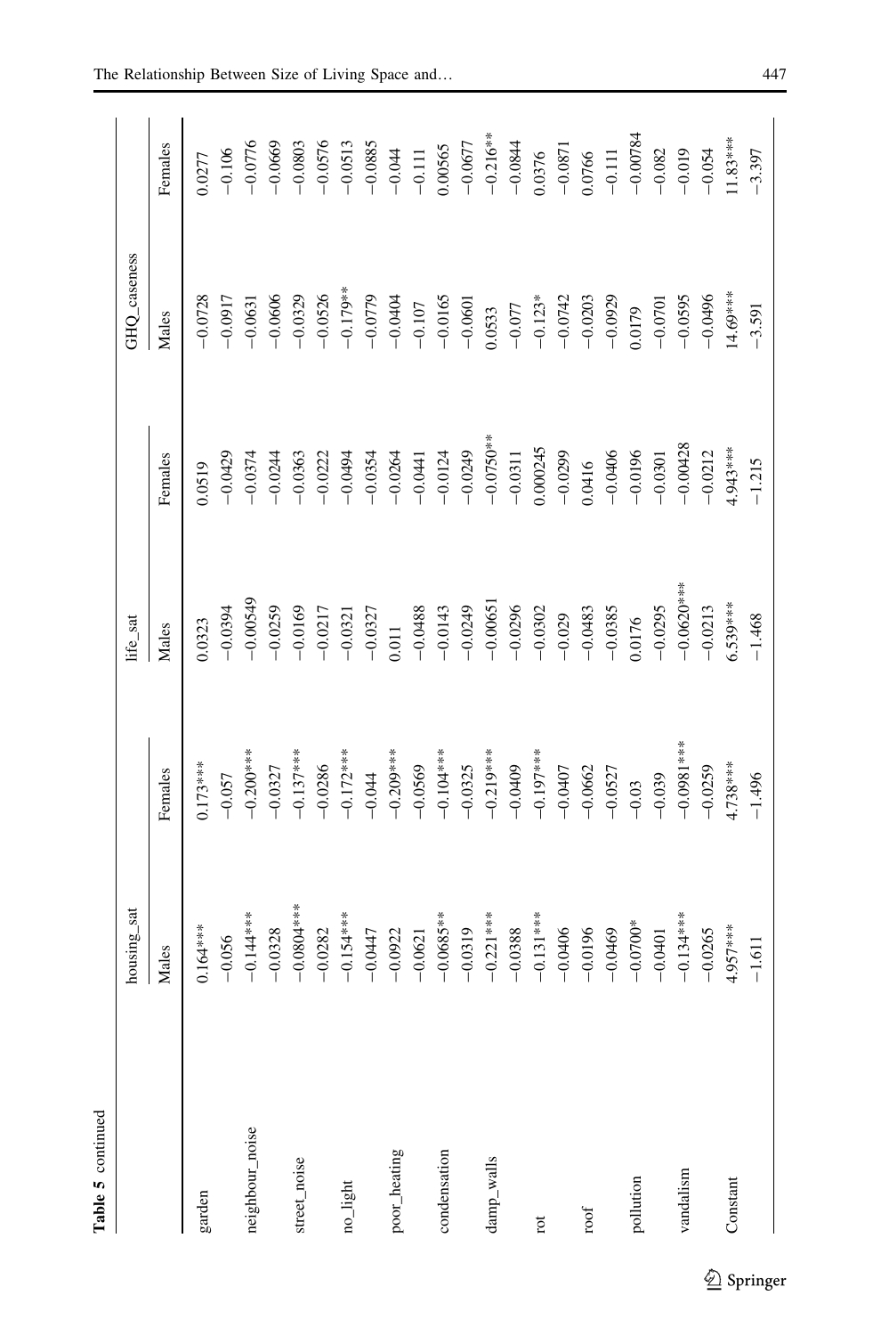**Table 5** continued

| | housing_sat | | life_sat | | GHQ_caseness | |
|---|---|---|---|---|---|---|
| | Males | Females | Males | Females | Males | Females |
| garden | 0.164*** | 0.173*** | 0.0323 | 0.0519 | −0.0728 | 0.0277 |
| | −0.056 | −0.057 | −0.0394 | −0.0429 | −0.0917 | −0.106 |
| neighbour_noise | −0.144*** | −0.200*** | −0.00549 | −0.0374 | −0.0631 | −0.0776 |
| | −0.0328 | −0.0327 | −0.0259 | −0.0244 | −0.0606 | −0.0669 |
| street_noise | −0.0804*** | −0.137*** | −0.0169 | −0.0363 | −0.0329 | −0.0803 |
| | −0.0282 | −0.0286 | −0.0217 | −0.0222 | −0.0526 | −0.0576 |
| no_light | −0.154*** | −0.172*** | −0.0321 | −0.0494 | −0.179** | −0.0513 |
| | −0.0447 | −0.044 | −0.0327 | −0.0354 | −0.0779 | −0.0885 |
| poor_heating | −0.0922 | −0.209*** | 0.011 | −0.0264 | −0.0404 | −0.044 |
| | −0.0621 | −0.0569 | −0.0488 | −0.0441 | −0.107 | −0.111 |
| condensation | −0.0685** | −0.104*** | −0.0143 | −0.0124 | −0.0165 | 0.00565 |
| | −0.0319 | −0.0325 | −0.0249 | −0.0249 | −0.0601 | −0.0677 |
| damp_walls | −0.221*** | −0.219*** | −0.00651 | −0.0750** | 0.0533 | −0.216** |
| | −0.0388 | −0.0409 | −0.0296 | −0.0311 | −0.077 | −0.0844 |
| rot | −0.131*** | −0.197*** | −0.0302 | 0.000245 | −0.123* | 0.0376 |
| | −0.0406 | −0.0407 | −0.029 | −0.0299 | −0.0742 | −0.0871 |
| roof | −0.0196 | −0.0662 | −0.0483 | 0.0416 | −0.0203 | 0.0766 |
| | −0.0469 | −0.0527 | −0.0385 | −0.0406 | −0.0929 | −0.111 |
| pollution | −0.0700* | −0.03 | 0.0176 | −0.0196 | 0.0179 | −0.00784 |
| | −0.0401 | −0.039 | −0.0295 | −0.0301 | −0.0701 | −0.082 |
| vandalism | −0.134*** | −0.0981*** | −0.0620*** | −0.00428 | −0.0595 | −0.019 |
| | −0.0265 | −0.0259 | −0.0213 | −0.0212 | −0.0496 | −0.054 |
| Constant | 4.957*** | 4.738*** | 6.539*** | 4.943*** | 14.69*** | 11.83*** |
| | −1.611 | −1.496 | −1.468 | −1.215 | −3.591 | −3.397 |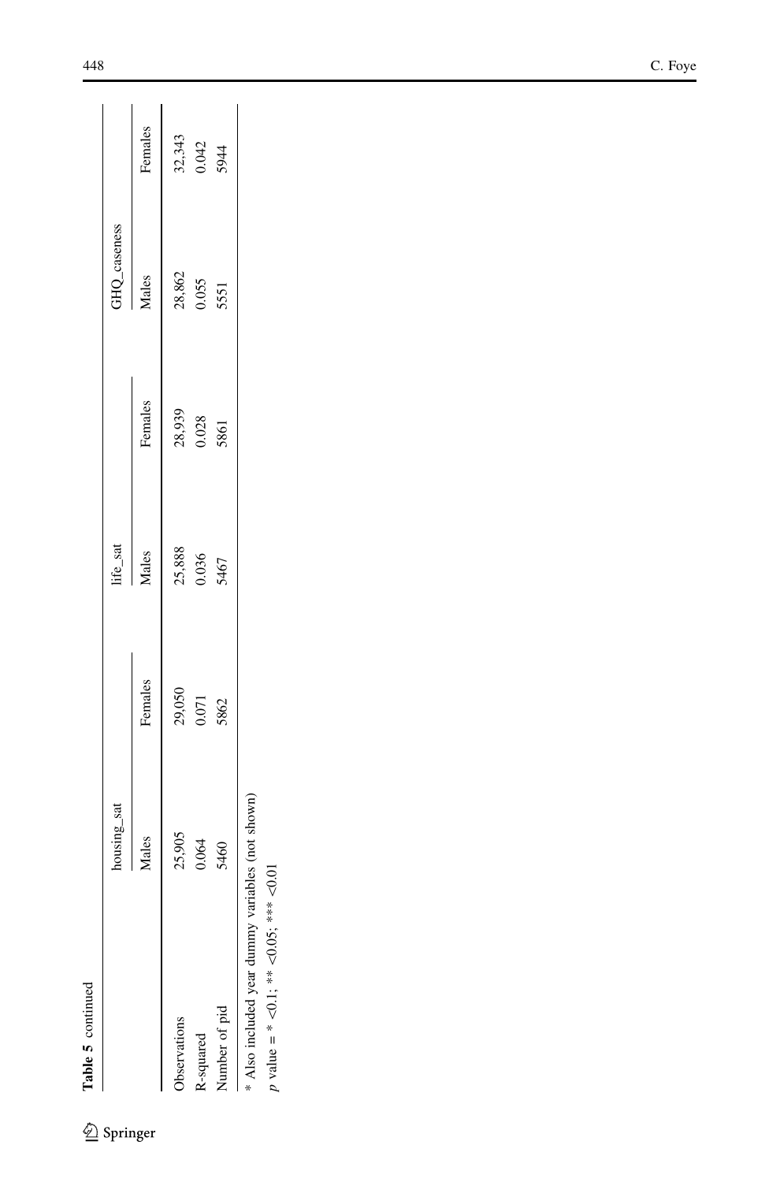**Table 5** continued

| | housing_sat | | life_sat | | GHQ_caseness | |
|---|---|---|---|---|---|---|
| | Males | Females | Males | Females | Males | Females |
| Observations | 25,905 | 29,050 | 25,888 | 28,939 | 28,862 | 32,343 |
| R-squared | 0.064 | 0.071 | 0.036 | 0.028 | 0.055 | 0.042 |
| Number of pid | 5460 | 5862 | 5467 | 5861 | 5551 | 5944 |

* Also included year dummy variables (not shown)

*p* value = * <0.1; ** <0.05; *** <0.01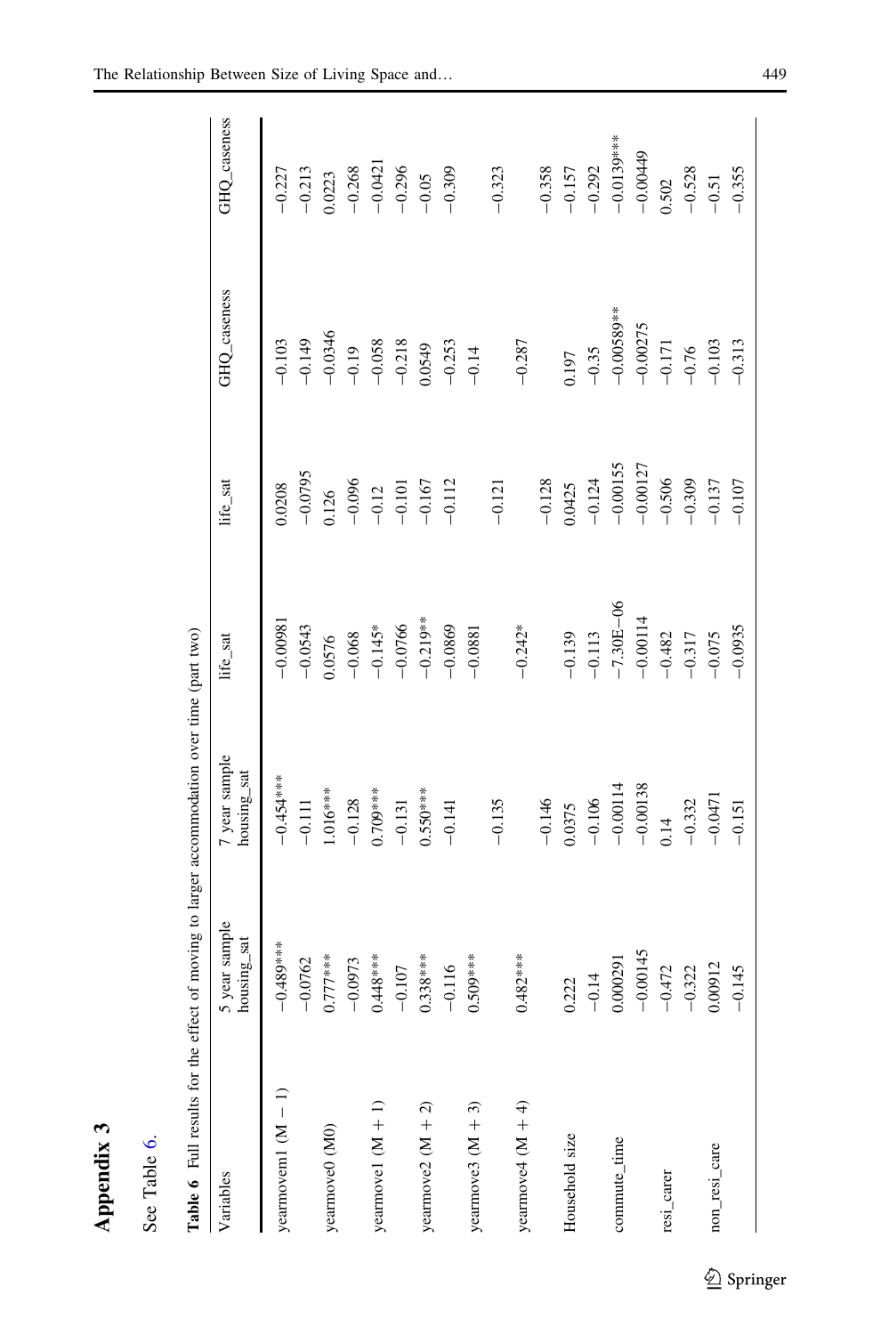# Appendix 3

See Table 6.

**Table 6** Full results for the effect of moving to larger accommodation over time (part two)

| Variables | 5 year sample housing_sat | 7 year sample housing_sat | life_sat | life_sat | GHQ_caseness | GHQ_caseness |
|---|---|---|---|---|---|---|
| yearmovem1 (M − 1) | −0.489*** | −0.454*** | −0.00981 | 0.0208 | −0.103 | −0.227 |
| | −0.0762 | −0.111 | −0.0543 | −0.0795 | −0.149 | −0.213 |
| yearmove0 (M0) | 0.777*** | 1.016*** | 0.0576 | 0.126 | −0.0346 | 0.0223 |
| | −0.0973 | −0.128 | −0.068 | −0.096 | −0.19 | −0.268 |
| yearmove1 (M + 1) | 0.448*** | 0.709*** | −0.145* | −0.12 | −0.058 | −0.0421 |
| | −0.107 | −0.131 | −0.0766 | −0.101 | −0.218 | −0.296 |
| yearmove2 (M + 2) | 0.338*** | 0.550*** | −0.219** | −0.167 | 0.0549 | −0.05 |
| | −0.116 | −0.141 | −0.0869 | −0.112 | −0.253 | −0.309 |
| yearmove3 (M + 3) | 0.509*** | | −0.0881 | | −0.14 | |
| | | −0.135 | | −0.121 | | −0.323 |
| yearmove4 (M + 4) | 0.482*** | | −0.242* | | −0.287 | |
| | | −0.146 | | −0.128 | | −0.358 |
| Household size | 0.222 | 0.0375 | −0.139 | 0.0425 | 0.197 | −0.157 |
| | −0.14 | −0.106 | −0.113 | −0.124 | −0.35 | −0.292 |
| commute_time | 0.000291 | −0.00114 | −7.30E−06 | −0.00155 | −0.00589** | −0.0139*** |
| | −0.00145 | −0.00138 | −0.00114 | −0.00127 | −0.00275 | −0.00449 |
| resi_carer | −0.472 | 0.14 | −0.482 | −0.506 | −0.171 | 0.502 |
| | −0.322 | −0.332 | −0.317 | −0.309 | −0.76 | −0.528 |
| non_resi_care | 0.00912 | −0.0471 | −0.075 | −0.137 | −0.103 | −0.51 |
| | −0.145 | −0.151 | −0.0935 | −0.107 | −0.313 | −0.355 |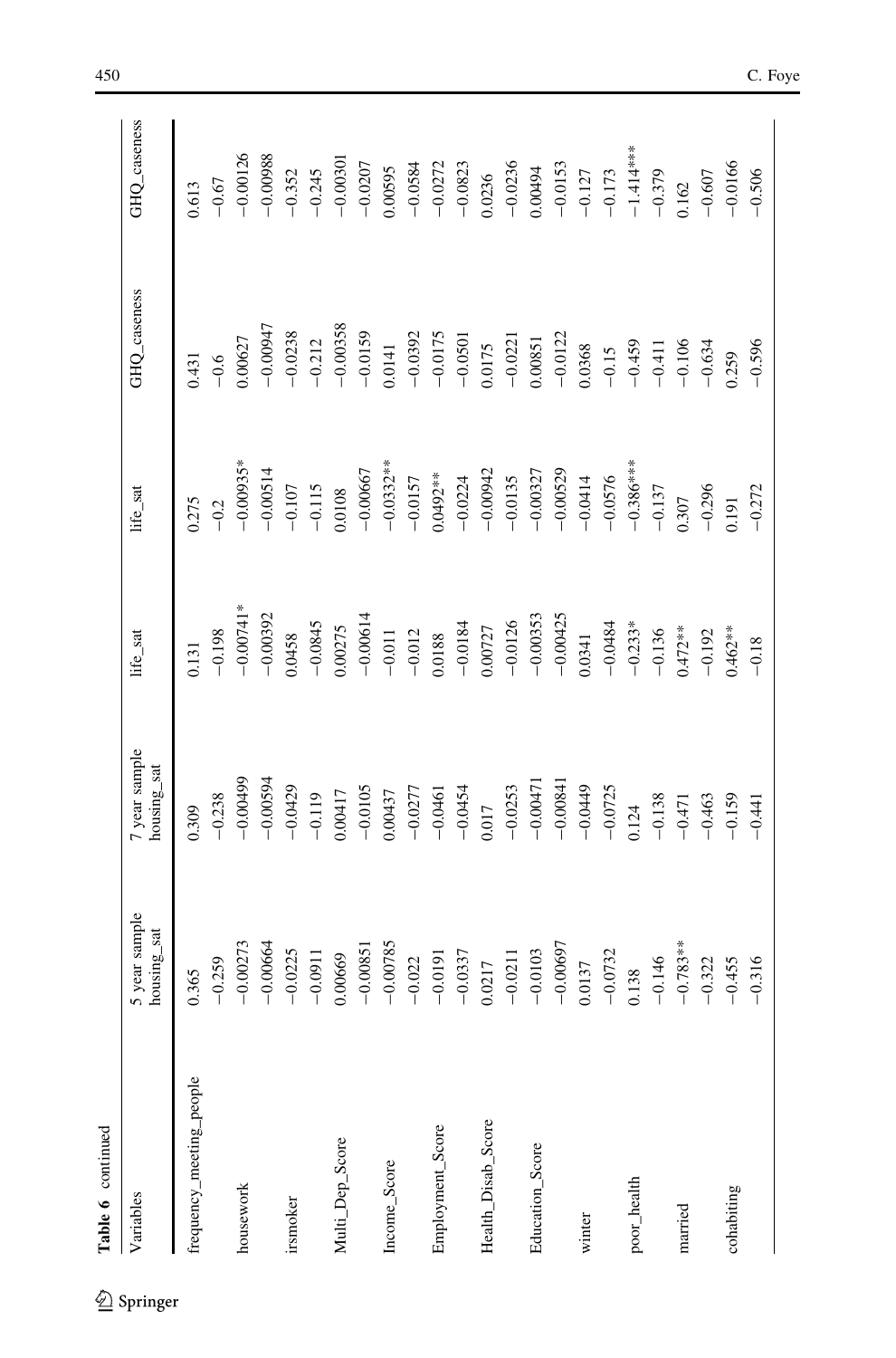**Table 6** continued

| Variables | 5 year sample housing_sat | 7 year sample housing_sat | life_sat | life_sat | GHQ_caseness | GHQ_caseness |
|---|---|---|---|---|---|---|
| frequency_meeting_people | 0.365 | 0.309 | 0.131 | 0.275 | 0.431 | 0.613 |
| | −0.259 | −0.238 | −0.198 | −0.2 | −0.6 | −0.67 |
| housework | −0.00273 | −0.00499 | −0.00741* | −0.00935* | 0.00627 | −0.00126 |
| | −0.00664 | −0.00594 | −0.00392 | −0.00514 | −0.00947 | −0.00988 |
| irsmoker | −0.0225 | −0.0429 | 0.0458 | −0.107 | −0.0238 | −0.352 |
| | −0.0911 | −0.119 | −0.0845 | −0.115 | −0.212 | −0.245 |
| Multi_Dep_Score | 0.00669 | 0.00417 | 0.00275 | 0.0108 | −0.00358 | −0.00301 |
| | −0.00851 | −0.0105 | −0.00614 | −0.00667 | −0.0159 | −0.0207 |
| Income_Score | −0.00785 | 0.00437 | −0.011 | −0.0332** | 0.0141 | 0.00595 |
| | −0.022 | −0.0277 | −0.012 | −0.0157 | −0.0392 | −0.0584 |
| Employment_Score | −0.0191 | −0.0461 | 0.0188 | 0.0492** | −0.0175 | −0.0272 |
| | −0.0337 | −0.0454 | −0.0184 | −0.0224 | −0.0501 | −0.0823 |
| Health_Disab_Score | 0.0217 | 0.017 | 0.00727 | −0.00942 | 0.0175 | 0.0236 |
| | −0.0211 | −0.0253 | −0.0126 | −0.0135 | −0.0221 | −0.0236 |
| Education_Score | −0.0103 | −0.00471 | −0.00353 | −0.00327 | 0.00851 | 0.00494 |
| | −0.00697 | −0.00841 | −0.00425 | −0.00529 | −0.0122 | −0.0153 |
| winter | 0.0137 | −0.0449 | 0.0341 | −0.0414 | 0.0368 | −0.127 |
| | −0.0732 | −0.0725 | −0.0484 | −0.0576 | −0.15 | −0.173 |
| poor_health | 0.138 | 0.124 | −0.233* | −0.386*** | −0.459 | −1.414*** |
| | −0.146 | −0.138 | −0.136 | −0.137 | −0.411 | −0.379 |
| married | −0.783** | −0.471 | 0.472** | 0.307 | −0.106 | 0.162 |
| | −0.322 | −0.463 | −0.192 | −0.296 | −0.634 | −0.607 |
| cohabiting | −0.455 | −0.159 | 0.462** | 0.191 | 0.259 | −0.0166 |
| | −0.316 | −0.441 | −0.18 | −0.272 | −0.596 | −0.506 |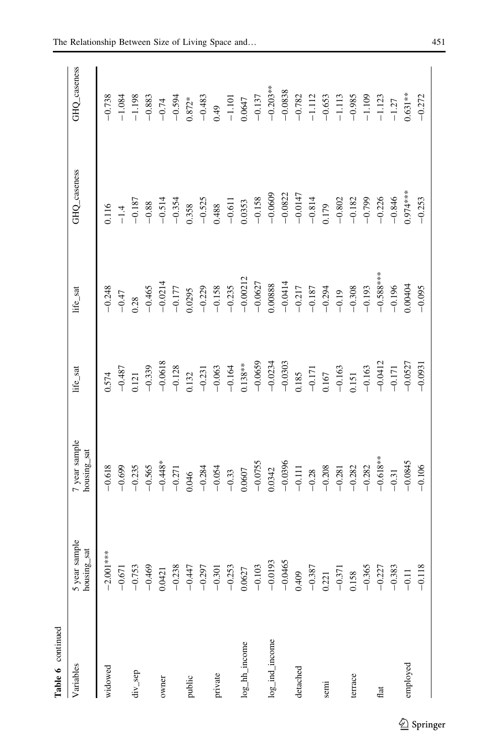**Table 6** continued

| Variables | 5 year sample housing_sat | 7 year sample housing_sat | life_sat | life_sat | GHQ_caseness | GHQ_caseness |
|---|---|---|---|---|---|---|
| widowed | −2.001*** | −0.618 | 0.574 | −0.248 | 0.116 | −0.738 |
| | −0.671 | −0.699 | −0.487 | −0.47 | −1.4 | −1.084 |
| div_sep | −0.753 | −0.235 | 0.121 | 0.28 | −0.187 | −1.198 |
| | −0.469 | −0.565 | −0.339 | −0.465 | −0.88 | −0.883 |
| owner | 0.0421 | −0.448* | −0.0618 | −0.0214 | −0.514 | −0.74 |
| | −0.238 | −0.271 | −0.128 | −0.177 | −0.354 | −0.594 |
| public | −0.447 | 0.046 | 0.132 | 0.0295 | 0.358 | 0.872* |
| | −0.297 | −0.284 | −0.231 | −0.229 | −0.525 | −0.483 |
| private | −0.301 | −0.054 | −0.063 | −0.158 | 0.488 | 0.49 |
| | −0.253 | −0.33 | −0.164 | −0.235 | −0.611 | −1.101 |
| log_hh_income | 0.0627 | 0.0607 | 0.138** | −0.00212 | 0.0353 | 0.0647 |
| | −0.103 | −0.0755 | −0.0659 | −0.0627 | −0.158 | −0.137 |
| log_ind_income | −0.0193 | 0.0342 | −0.0234 | 0.00888 | −0.0609 | −0.203** |
| | −0.0465 | −0.0396 | −0.0303 | −0.0414 | −0.0822 | −0.0838 |
| detached | 0.409 | −0.111 | 0.185 | −0.217 | −0.0147 | −0.782 |
| | −0.387 | −0.28 | −0.171 | −0.187 | −0.814 | −1.112 |
| semi | 0.221 | −0.208 | 0.167 | −0.294 | 0.179 | −0.653 |
| | −0.371 | −0.281 | −0.163 | −0.19 | −0.802 | −1.113 |
| terrace | 0.158 | −0.282 | 0.151 | −0.308 | −0.182 | −0.985 |
| | −0.365 | −0.282 | −0.163 | −0.193 | −0.799 | −1.109 |
| flat | −0.227 | −0.618** | −0.0412 | −0.588*** | −0.226 | −1.123 |
| | −0.383 | −0.31 | −0.171 | −0.196 | −0.846 | −1.27 |
| employed | −0.11 | −0.0845 | −0.0527 | 0.00404 | 0.974*** | 0.631** |
| | −0.118 | −0.106 | −0.0931 | −0.095 | −0.253 | −0.272 |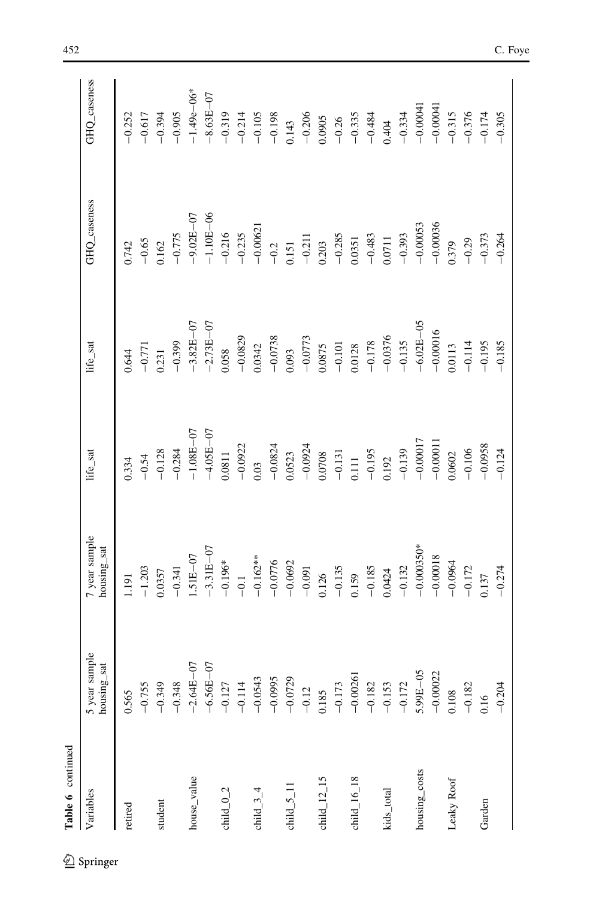**Table 6** continued

| Variables | 5 year sample housing_sat | 7 year sample housing_sat | life_sat | life_sat | GHQ_caseness | GHQ_caseness |
|---|---|---|---|---|---|---|
| retired | 0.565 | 1.191 | 0.334 | 0.644 | 0.742 | −0.252 |
| | −0.755 | −1.203 | −0.54 | −0.771 | −0.65 | −0.617 |
| student | −0.349 | 0.0357 | −0.128 | 0.231 | 0.162 | −0.394 |
| | −0.348 | −0.341 | −0.284 | −0.399 | −0.775 | −0.905 |
| house_value | −2.64E−07 | 1.51E−07 | −1.08E−07 | −3.82E−07 | −9.02E−07 | −1.49e−06* |
| | −6.56E−07 | −3.31E−07 | −4.05E−07 | −2.73E−07 | −1.10E−06 | −8.63E−07 |
| child_0_2 | −0.127 | −0.196* | 0.0811 | 0.058 | −0.216 | −0.319 |
| | −0.114 | −0.1 | −0.0922 | −0.0829 | −0.235 | −0.214 |
| child_3_4 | −0.0543 | −0.162** | 0.03 | 0.0342 | −0.00621 | −0.105 |
| | −0.0995 | −0.0776 | −0.0824 | −0.0738 | −0.2 | −0.198 |
| child_5_11 | −0.0729 | −0.0692 | 0.0523 | 0.093 | 0.151 | 0.143 |
| | −0.12 | −0.091 | −0.0924 | −0.0773 | −0.211 | −0.206 |
| child_12_15 | 0.185 | 0.126 | 0.0708 | 0.0875 | 0.203 | 0.0905 |
| | −0.173 | −0.135 | −0.131 | −0.101 | −0.285 | −0.26 |
| child_16_18 | −0.00261 | 0.159 | 0.111 | 0.0128 | 0.0351 | −0.335 |
| | −0.182 | −0.185 | −0.195 | −0.178 | −0.483 | −0.484 |
| kids_total | −0.153 | 0.0424 | 0.192 | −0.0376 | 0.0711 | 0.404 |
| | −0.172 | −0.132 | −0.139 | −0.135 | −0.393 | −0.334 |
| housing_costs | 5.99E−05 | −0.000350* | −0.00017 | −6.02E−05 | −0.00053 | −0.00041 |
| | −0.00022 | −0.00018 | −0.00011 | −0.00016 | −0.00036 | −0.00041 |
| Leaky Roof | 0.108 | −0.0964 | 0.0602 | 0.0113 | 0.379 | −0.315 |
| | −0.182 | −0.172 | −0.106 | −0.114 | −0.29 | −0.376 |
| Garden | 0.16 | 0.137 | −0.0958 | −0.195 | −0.373 | −0.174 |
| | −0.204 | −0.274 | −0.124 | −0.185 | −0.264 | −0.305 |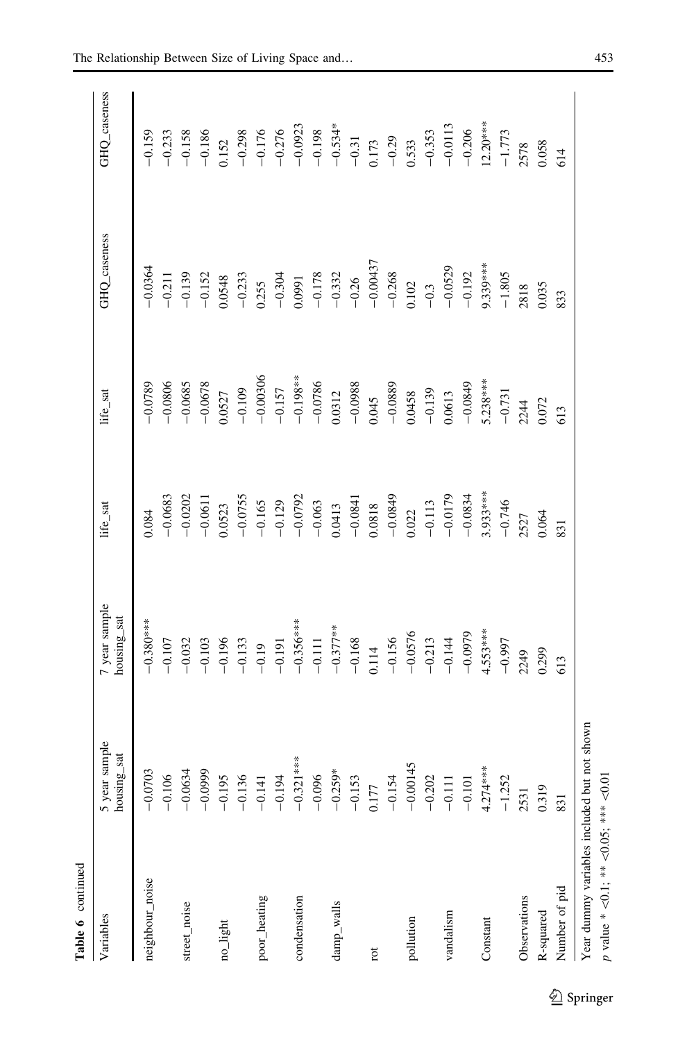**Table 6** continued

| Variables | 5 year sample housing_sat | 7 year sample housing_sat | life_sat | life_sat | GHQ_caseness | GHQ_caseness |
|---|---|---|---|---|---|---|
| neighbour_noise | −0.0703 | −0.380*** | 0.084 | −0.0789 | −0.0364 | −0.159 |
| | −0.106 | −0.107 | −0.0683 | −0.0806 | −0.211 | −0.233 |
| street_noise | −0.0634 | −0.032 | −0.0202 | −0.0685 | −0.139 | −0.158 |
| | −0.0999 | −0.103 | −0.0611 | −0.0678 | −0.152 | −0.186 |
| no_light | −0.195 | −0.196 | 0.0523 | 0.0527 | 0.0548 | 0.152 |
| | −0.136 | −0.133 | −0.0755 | −0.109 | −0.233 | −0.298 |
| poor_heating | −0.141 | −0.19 | −0.165 | −0.00306 | 0.255 | −0.176 |
| | −0.194 | −0.191 | −0.129 | −0.157 | −0.304 | −0.276 |
| condensation | −0.321*** | −0.356*** | −0.0792 | −0.198** | 0.0991 | −0.0923 |
| | −0.096 | −0.111 | −0.063 | −0.0786 | −0.178 | −0.198 |
| damp_walls | −0.259* | −0.377** | 0.0413 | 0.0312 | −0.332 | −0.534* |
| | −0.153 | −0.168 | −0.0841 | −0.0988 | −0.26 | −0.31 |
| rot | 0.177 | 0.114 | 0.0818 | 0.045 | −0.00437 | 0.173 |
| | −0.154 | −0.156 | −0.0849 | −0.0889 | −0.268 | −0.29 |
| pollution | −0.00145 | −0.0576 | 0.022 | 0.0458 | 0.102 | 0.533 |
| | −0.202 | −0.213 | −0.113 | −0.139 | −0.3 | −0.353 |
| vandalism | −0.111 | −0.144 | −0.0179 | 0.0613 | −0.0529 | −0.0113 |
| | −0.101 | −0.0979 | −0.0834 | −0.0849 | −0.192 | −0.206 |
| Constant | 4.274*** | 4.553*** | 3.933*** | 5.238*** | 9.339*** | 12.20*** |
| | −1.252 | −0.997 | −0.746 | −0.731 | −1.805 | −1.773 |
| Observations | 2531 | 2249 | 2527 | 2244 | 2818 | 2578 |
| R-squared | 0.319 | 0.299 | 0.064 | 0.072 | 0.035 | 0.058 |
| Number of pid | 831 | 613 | 831 | 613 | 833 | 614 |

Year dummy variables included but not shown

*p* value * <0.1; ** <0.05; *** <0.01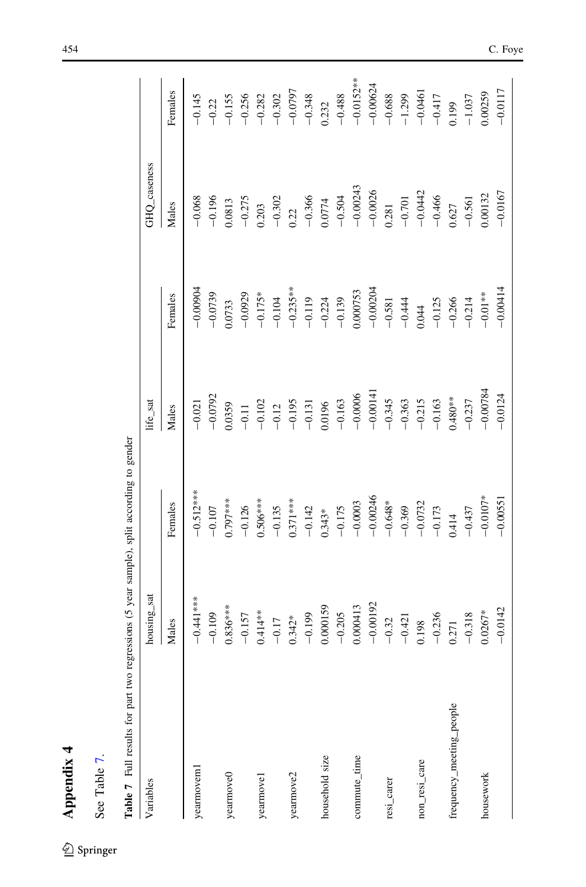## Appendix 4

See Table 7.

**Table 7** Full results for part two regressions (5 year sample), split according to gender

| Variables | housing_sat | | life_sat | | GHQ_caseness | |
|---|---|---|---|---|---|---|
| | Males | Females | Males | Females | Males | Females |
| yearmovem1 | −0.441*** | −0.512*** | −0.021 | −0.00904 | −0.068 | −0.145 |
| | −0.109 | −0.107 | −0.0792 | −0.0739 | −0.196 | −0.22 |
| yearmove0 | 0.836*** | 0.797*** | 0.0359 | 0.0733 | 0.0813 | −0.155 |
| | −0.157 | −0.126 | −0.11 | −0.0929 | −0.275 | −0.256 |
| yearmove1 | 0.414** | 0.506*** | −0.102 | −0.175* | 0.203 | −0.282 |
| | −0.17 | −0.135 | −0.12 | −0.104 | −0.302 | −0.302 |
| yearmove2 | 0.342* | 0.371*** | −0.195 | −0.235** | 0.22 | −0.0797 |
| | −0.199 | −0.142 | −0.131 | −0.119 | −0.366 | −0.348 |
| household size | 0.000159 | 0.343* | 0.0196 | −0.224 | 0.0774 | 0.232 |
| | −0.205 | −0.175 | −0.163 | −0.139 | −0.504 | −0.488 |
| commute_time | 0.000413 | −0.0003 | −0.0006 | 0.000753 | −0.00243 | −0.0152** |
| | −0.00192 | −0.00246 | −0.00141 | −0.00204 | −0.0026 | −0.00624 |
| resi_carer | −0.32 | −0.648* | −0.345 | −0.581 | 0.281 | −0.688 |
| | −0.421 | −0.369 | −0.363 | −0.444 | −0.701 | −1.299 |
| non_resi_care | 0.198 | −0.0732 | −0.215 | 0.044 | −0.0442 | −0.0461 |
| | −0.236 | −0.173 | −0.163 | −0.125 | −0.466 | −0.417 |
| frequency_meeting_people | 0.271 | 0.414 | 0.480** | −0.266 | 0.627 | 0.199 |
| | −0.318 | −0.437 | −0.237 | −0.214 | −0.561 | −1.037 |
| housework | 0.0267* | −0.0107* | −0.00784 | −0.01** | 0.00132 | 0.00259 |
| | −0.0142 | −0.00551 | −0.0124 | −0.00414 | −0.0167 | −0.0117 |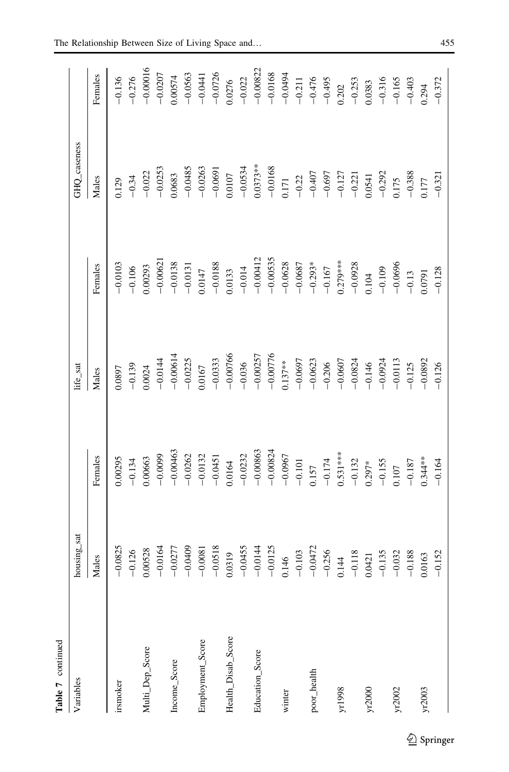**Table 7** continued

| Variables | housing_sat | | life_sat | | GHQ_caseness | |
|---|---|---|---|---|---|---|
| | Males | Females | Males | Females | Males | Females |
| irsmoker | −0.0825 | 0.00295 | 0.0897 | −0.0103 | 0.129 | −0.136 |
| | −0.126 | −0.134 | −0.139 | −0.106 | −0.34 | −0.276 |
| Multi_Dep_Score | 0.00528 | 0.00663 | 0.0024 | 0.00293 | −0.022 | −0.00016 |
| | −0.0164 | −0.0099 | −0.0144 | −0.00621 | −0.0253 | −0.0207 |
| Income_Score | −0.0277 | −0.00463 | −0.00614 | −0.0138 | 0.0683 | 0.00574 |
| | −0.0409 | −0.0262 | −0.0225 | −0.0131 | −0.0485 | −0.0563 |
| Employment_Score | −0.0081 | −0.0132 | 0.0167 | 0.0147 | −0.0263 | −0.0441 |
| | −0.0518 | −0.0451 | −0.0333 | −0.0188 | −0.0691 | −0.0726 |
| Health_Disab_Score | 0.0319 | 0.0164 | −0.00766 | 0.0133 | 0.0107 | 0.0276 |
| | −0.0455 | −0.0232 | −0.036 | −0.014 | −0.0534 | −0.022 |
| Education_Score | −0.0144 | −0.00863 | −0.00257 | −0.00412 | 0.0373** | −0.00822 |
| | −0.0125 | −0.00824 | −0.00776 | −0.00535 | −0.0168 | −0.0168 |
| winter | 0.146 | −0.0967 | 0.137** | −0.0628 | 0.171 | −0.0494 |
| | −0.103 | −0.101 | −0.0697 | −0.0687 | −0.22 | −0.211 |
| poor_health | −0.0472 | 0.157 | −0.0623 | −0.293* | −0.407 | −0.476 |
| | −0.256 | −0.174 | −0.206 | −0.167 | −0.697 | −0.495 |
| yr1998 | 0.144 | 0.531*** | −0.0607 | 0.279*** | −0.127 | 0.202 |
| | −0.118 | −0.132 | −0.0824 | −0.0928 | −0.221 | −0.253 |
| yr2000 | 0.0421 | 0.297* | −0.146 | 0.104 | 0.0541 | 0.0383 |
| | −0.135 | −0.155 | −0.0924 | −0.109 | −0.292 | −0.316 |
| yr2002 | −0.032 | 0.107 | −0.0113 | −0.0696 | 0.175 | −0.165 |
| | −0.188 | −0.187 | −0.125 | −0.13 | −0.388 | −0.403 |
| yr2003 | 0.0163 | 0.344** | −0.0892 | 0.0791 | 0.177 | 0.294 |
| | −0.152 | −0.164 | −0.126 | −0.128 | −0.321 | −0.372 |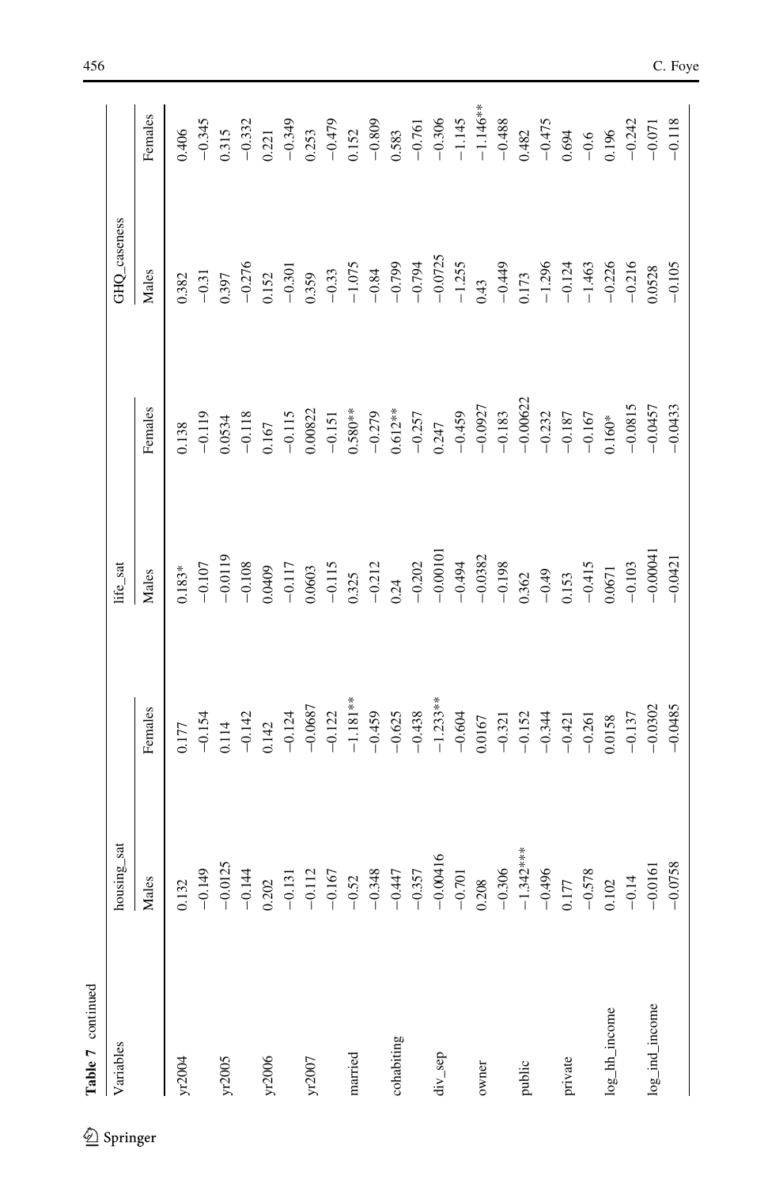**Table 7** continued

| Variables | housing_sat | | life_sat | | GHQ_caseness | |
|---|---|---|---|---|---|---|
| | Males | Females | Males | Females | Males | Females |
| yr2004 | 0.132 | 0.177 | 0.183* | 0.138 | 0.382 | 0.406 |
| | −0.149 | −0.154 | −0.107 | −0.119 | −0.31 | −0.345 |
| yr2005 | −0.0125 | 0.114 | −0.0119 | 0.0534 | 0.397 | 0.315 |
| | −0.144 | −0.142 | −0.108 | −0.118 | −0.276 | −0.332 |
| yr2006 | 0.202 | 0.142 | 0.0409 | 0.167 | 0.152 | 0.221 |
| | −0.131 | −0.124 | −0.117 | −0.115 | −0.301 | −0.349 |
| yr2007 | −0.112 | −0.0687 | 0.0603 | 0.00822 | 0.359 | 0.253 |
| | −0.167 | −0.122 | −0.115 | −0.151 | −0.33 | −0.479 |
| married | −0.52 | −1.181** | 0.325 | 0.580** | −1.075 | 0.152 |
| | −0.348 | −0.459 | −0.212 | −0.279 | −0.84 | −0.809 |
| cohabiting | −0.447 | −0.625 | 0.24 | 0.612** | −0.799 | 0.583 |
| | −0.357 | −0.438 | −0.202 | −0.257 | −0.794 | −0.761 |
| div_sep | −0.00416 | −1.233** | −0.00101 | 0.247 | −0.0725 | −0.306 |
| | −0.701 | −0.604 | −0.494 | −0.459 | −1.255 | −1.145 |
| owner | 0.208 | 0.0167 | −0.0382 | −0.0927 | 0.43 | −1.146** |
| | −0.306 | −0.321 | −0.198 | −0.183 | −0.449 | −0.488 |
| public | −1.342*** | −0.152 | 0.362 | −0.00622 | 0.173 | 0.482 |
| | −0.496 | −0.344 | −0.49 | −0.232 | −1.296 | −0.475 |
| private | 0.177 | −0.421 | 0.153 | −0.187 | −0.124 | 0.694 |
| | −0.578 | −0.261 | −0.415 | −0.167 | −1.463 | −0.6 |
| log_hh_income | 0.102 | 0.0158 | 0.0671 | 0.160* | −0.226 | 0.196 |
| | −0.14 | −0.137 | −0.103 | −0.0815 | −0.216 | −0.242 |
| log_ind_income | −0.0161 | −0.0302 | −0.00041 | −0.0457 | 0.0528 | −0.071 |
| | −0.0758 | −0.0485 | −0.0421 | −0.0433 | −0.105 | −0.118 |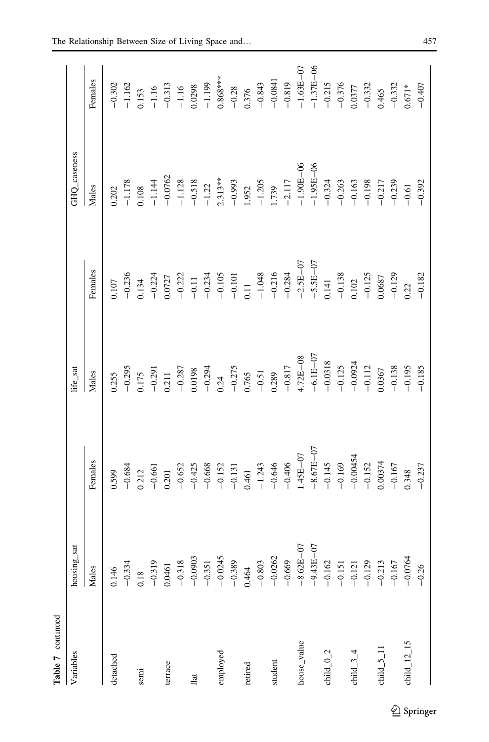**Table 7** continued

| Variables | housing_sat | | life_sat | | GHQ_caseness | |
|---|---|---|---|---|---|---|
| | Males | Females | Males | Females | Males | Females |
| detached | 0.146 | 0.599 | 0.255 | 0.107 | 0.202 | −0.302 |
| | −0.334 | −0.684 | −0.295 | −0.236 | −1.178 | −1.162 |
| semi | 0.18 | 0.212 | 0.175 | 0.134 | 0.108 | 0.153 |
| | −0.319 | −0.661 | −0.291 | −0.224 | −1.144 | −1.16 |
| terrace | 0.0461 | 0.201 | 0.211 | 0.0727 | −0.0762 | −0.313 |
| | −0.318 | −0.652 | −0.287 | −0.222 | −1.128 | −1.16 |
| flat | −0.0903 | −0.425 | 0.0198 | −0.11 | −0.518 | 0.0298 |
| | −0.351 | −0.668 | −0.294 | −0.234 | −1.22 | −1.199 |
| employed | −0.0245 | −0.152 | 0.24 | −0.105 | 2.313** | 0.868*** |
| | −0.389 | −0.131 | −0.275 | −0.101 | −0.993 | −0.28 |
| retired | 0.464 | 0.461 | 0.765 | 0.11 | 1.952 | 0.376 |
| | −0.803 | −1.243 | −0.51 | −1.048 | −1.205 | −0.843 |
| student | −0.0262 | −0.646 | 0.289 | −0.216 | 1.739 | −0.0841 |
| | −0.669 | −0.406 | −0.817 | −0.284 | −2.117 | −0.819 |
| house_value | −8.62E−07 | 1.45E−07 | 4.72E−08 | −2.5E−07 | −1.90E−06 | −1.63E−07 |
| | −9.43E−07 | −8.67E−07 | −6.1E−07 | −5.5E−07 | −1.95E−06 | −1.37E−06 |
| child_0_2 | −0.162 | −0.145 | −0.0318 | 0.141 | −0.324 | −0.215 |
| | −0.151 | −0.169 | −0.125 | −0.138 | −0.263 | −0.376 |
| child_3_4 | −0.121 | −0.00454 | −0.0924 | 0.102 | −0.163 | 0.0377 |
| | −0.129 | −0.152 | −0.112 | −0.125 | −0.198 | −0.332 |
| child_5_11 | −0.213 | 0.00374 | 0.0367 | 0.0687 | −0.217 | 0.465 |
| | −0.167 | −0.167 | −0.138 | −0.129 | −0.239 | −0.332 |
| child_12_15 | −0.0764 | 0.348 | −0.195 | 0.22 | −0.61 | 0.671* |
| | −0.26 | −0.237 | −0.185 | −0.182 | −0.392 | −0.407 |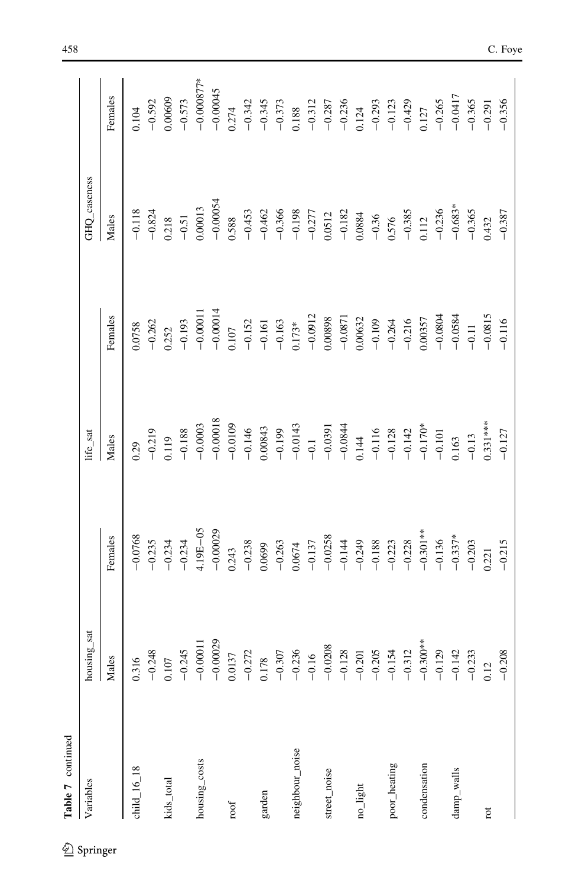**Table 7** continued

| Variables | housing_sat | | life_sat | | GHQ_caseness | |
|---|---|---|---|---|---|---|
| | Males | Females | Males | Females | Males | Females |
| child_16_18 | 0.316 | −0.0768 | 0.29 | 0.0758 | −0.118 | 0.104 |
| | −0.248 | −0.235 | −0.219 | −0.262 | −0.824 | −0.592 |
| kids_total | 0.107 | −0.234 | 0.119 | 0.252 | 0.218 | 0.00609 |
| | −0.245 | −0.234 | −0.188 | −0.193 | −0.51 | −0.573 |
| housing_costs | −0.00011 | 4.19E−05 | −0.0003 | −0.00011 | 0.00013 | −0.000877* |
| | −0.00029 | −0.00029 | −0.00018 | −0.00014 | −0.00054 | −0.00045 |
| roof | 0.0137 | 0.243 | −0.0109 | 0.107 | 0.588 | 0.274 |
| | −0.272 | −0.238 | −0.146 | −0.152 | −0.453 | −0.342 |
| garden | 0.178 | 0.0699 | 0.00843 | −0.161 | −0.462 | −0.345 |
| | −0.307 | −0.263 | −0.199 | −0.163 | −0.366 | −0.373 |
| neighbour_noise | −0.236 | 0.0674 | −0.0143 | 0.173* | −0.198 | 0.188 |
| | −0.16 | −0.137 | −0.1 | −0.0912 | −0.277 | −0.312 |
| street_noise | −0.0208 | −0.0258 | −0.0391 | 0.00898 | 0.0512 | −0.287 |
| | −0.128 | −0.144 | −0.0844 | −0.0871 | −0.182 | −0.236 |
| no_light | −0.201 | −0.249 | 0.144 | 0.00632 | 0.0884 | 0.124 |
| | −0.205 | −0.188 | −0.116 | −0.109 | −0.36 | −0.293 |
| poor_heating | −0.154 | −0.223 | −0.128 | −0.264 | 0.576 | −0.123 |
| | −0.312 | −0.228 | −0.142 | −0.216 | −0.385 | −0.429 |
| condensation | −0.300** | −0.301** | −0.170* | 0.00357 | 0.112 | 0.127 |
| | −0.129 | −0.136 | −0.101 | −0.0804 | −0.236 | −0.265 |
| damp_walls | −0.142 | −0.337* | 0.163 | −0.0584 | −0.683* | −0.0417 |
| | −0.233 | −0.203 | −0.13 | −0.11 | −0.365 | −0.365 |
| rot | 0.12 | 0.221 | 0.331*** | −0.0815 | 0.432 | −0.291 |
| | −0.208 | −0.215 | −0.127 | −0.116 | −0.387 | −0.356 |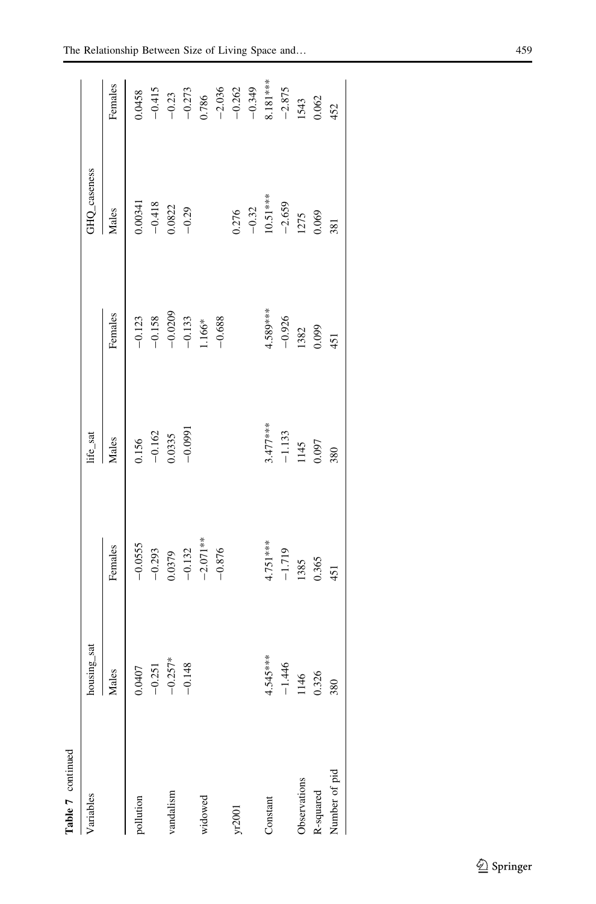**Table 7** continued

| Variables | housing_sat | | life_sat | | GHQ_caseness | |
|---|---|---|---|---|---|---|
| | Males | Females | Males | Females | Males | Females |
| pollution | 0.0407 | −0.0555 | 0.156 | −0.123 | 0.00341 | 0.0458 |
| | −0.251 | −0.293 | −0.162 | −0.158 | −0.418 | −0.415 |
| vandalism | −0.257* | 0.0379 | 0.0335 | −0.0209 | 0.0822 | −0.23 |
| | −0.148 | −0.132 | −0.0991 | −0.133 | −0.29 | −0.273 |
| widowed | | −2.071** | | 1.166* | | 0.786 |
| | | −0.876 | | −0.688 | | −2.036 |
| yr2001 | | | | | 0.276 | −0.262 |
| | | | | | −0.32 | −0.349 |
| Constant | 4.545*** | 4.751*** | 3.477*** | 4.589*** | 10.51*** | 8.181*** |
| | −1.446 | −1.719 | −1.133 | −0.926 | −2.659 | −2.875 |
| Observations | 1146 | 1385 | 1145 | 1382 | 1275 | 1543 |
| R-squared | 0.326 | 0.365 | 0.097 | 0.099 | 0.069 | 0.062 |
| Number of pid | 380 | 451 | 380 | 451 | 381 | 452 |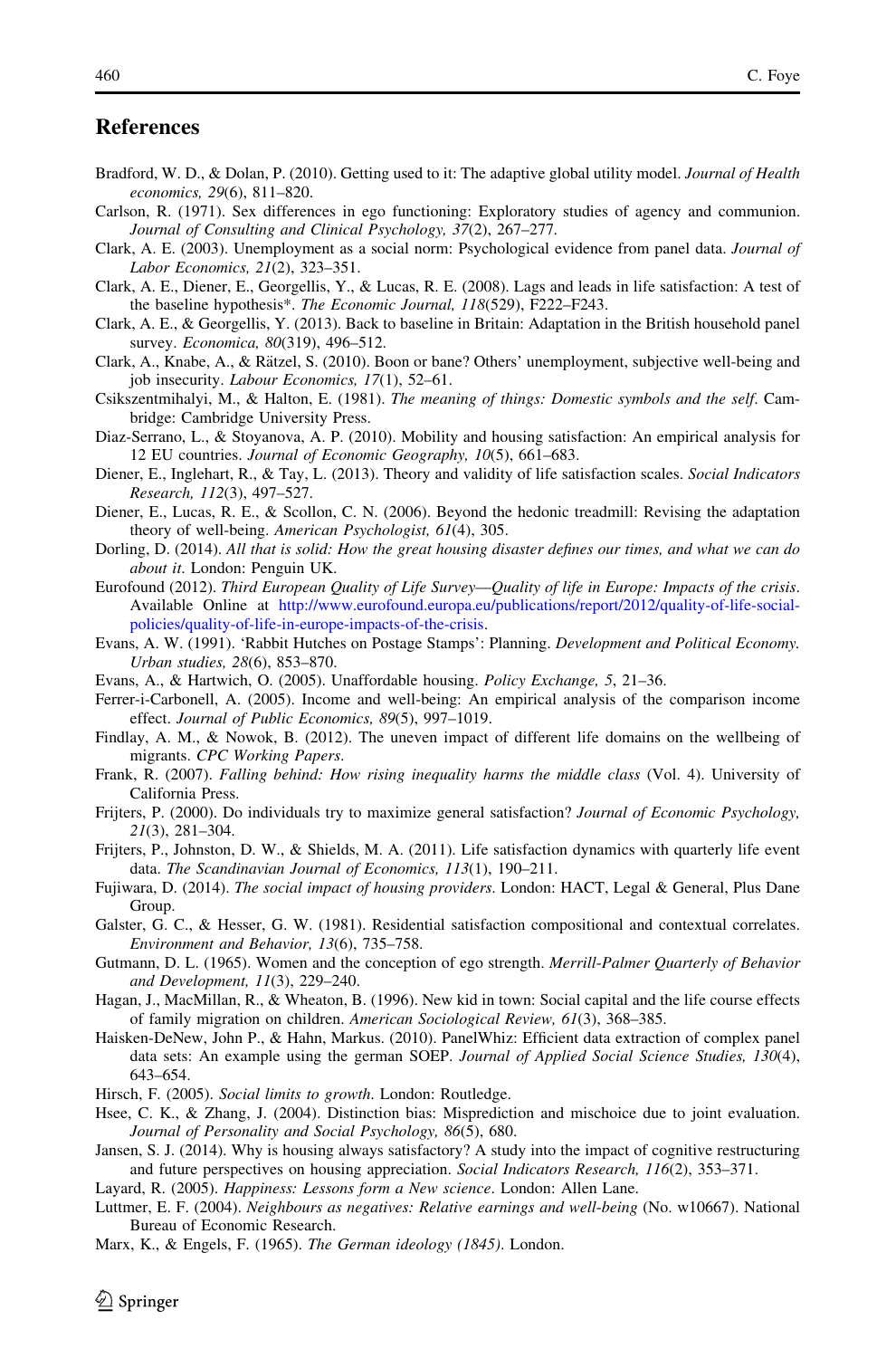## References

Bradford, W. D., & Dolan, P. (2010). Getting used to it: The adaptive global utility model. *Journal of Health economics, 29*(6), 811–820.

Carlson, R. (1971). Sex differences in ego functioning: Exploratory studies of agency and communion. *Journal of Consulting and Clinical Psychology, 37*(2), 267–277.

Clark, A. E. (2003). Unemployment as a social norm: Psychological evidence from panel data. *Journal of Labor Economics, 21*(2), 323–351.

Clark, A. E., Diener, E., Georgellis, Y., & Lucas, R. E. (2008). Lags and leads in life satisfaction: A test of the baseline hypothesis*. *The Economic Journal, 118*(529), F222–F243.

Clark, A. E., & Georgellis, Y. (2013). Back to baseline in Britain: Adaptation in the British household panel survey. *Economica, 80*(319), 496–512.

Clark, A., Knabe, A., & Rätzel, S. (2010). Boon or bane? Others' unemployment, subjective well-being and job insecurity. *Labour Economics, 17*(1), 52–61.

Csikszentmihalyi, M., & Halton, E. (1981). *The meaning of things: Domestic symbols and the self*. Cambridge: Cambridge University Press.

Diaz-Serrano, L., & Stoyanova, A. P. (2010). Mobility and housing satisfaction: An empirical analysis for 12 EU countries. *Journal of Economic Geography, 10*(5), 661–683.

Diener, E., Inglehart, R., & Tay, L. (2013). Theory and validity of life satisfaction scales. *Social Indicators Research, 112*(3), 497–527.

Diener, E., Lucas, R. E., & Scollon, C. N. (2006). Beyond the hedonic treadmill: Revising the adaptation theory of well-being. *American Psychologist, 61*(4), 305.

Dorling, D. (2014). *All that is solid: How the great housing disaster defines our times, and what we can do about it*. London: Penguin UK.

Eurofound (2012). *Third European Quality of Life Survey—Quality of life in Europe: Impacts of the crisis*. Available Online at http://www.eurofound.europa.eu/publications/report/2012/quality-of-life-social-policies/quality-of-life-in-europe-impacts-of-the-crisis.

Evans, A. W. (1991). 'Rabbit Hutches on Postage Stamps': Planning. *Development and Political Economy. Urban studies, 28*(6), 853–870.

Evans, A., & Hartwich, O. (2005). Unaffordable housing. *Policy Exchange, 5*, 21–36.

Ferrer-i-Carbonell, A. (2005). Income and well-being: An empirical analysis of the comparison income effect. *Journal of Public Economics, 89*(5), 997–1019.

Findlay, A. M., & Nowok, B. (2012). The uneven impact of different life domains on the wellbeing of migrants. *CPC Working Papers*.

Frank, R. (2007). *Falling behind: How rising inequality harms the middle class* (Vol. 4). University of California Press.

Frijters, P. (2000). Do individuals try to maximize general satisfaction? *Journal of Economic Psychology, 21*(3), 281–304.

Frijters, P., Johnston, D. W., & Shields, M. A. (2011). Life satisfaction dynamics with quarterly life event data. *The Scandinavian Journal of Economics, 113*(1), 190–211.

Fujiwara, D. (2014). *The social impact of housing providers*. London: HACT, Legal & General, Plus Dane Group.

Galster, G. C., & Hesser, G. W. (1981). Residential satisfaction compositional and contextual correlates. *Environment and Behavior, 13*(6), 735–758.

Gutmann, D. L. (1965). Women and the conception of ego strength. *Merrill-Palmer Quarterly of Behavior and Development, 11*(3), 229–240.

Hagan, J., MacMillan, R., & Wheaton, B. (1996). New kid in town: Social capital and the life course effects of family migration on children. *American Sociological Review, 61*(3), 368–385.

Haisken-DeNew, John P., & Hahn, Markus. (2010). PanelWhiz: Efficient data extraction of complex panel data sets: An example using the german SOEP. *Journal of Applied Social Science Studies, 130*(4), 643–654.

Hirsch, F. (2005). *Social limits to growth*. London: Routledge.

Hsee, C. K., & Zhang, J. (2004). Distinction bias: Misprediction and mischoice due to joint evaluation. *Journal of Personality and Social Psychology, 86*(5), 680.

Jansen, S. J. (2014). Why is housing always satisfactory? A study into the impact of cognitive restructuring and future perspectives on housing appreciation. *Social Indicators Research, 116*(2), 353–371.

Layard, R. (2005). *Happiness: Lessons form a New science*. London: Allen Lane.

Luttmer, E. F. (2004). *Neighbours as negatives: Relative earnings and well-being* (No. w10667). National Bureau of Economic Research.

Marx, K., & Engels, F. (1965). *The German ideology (1845)*. London.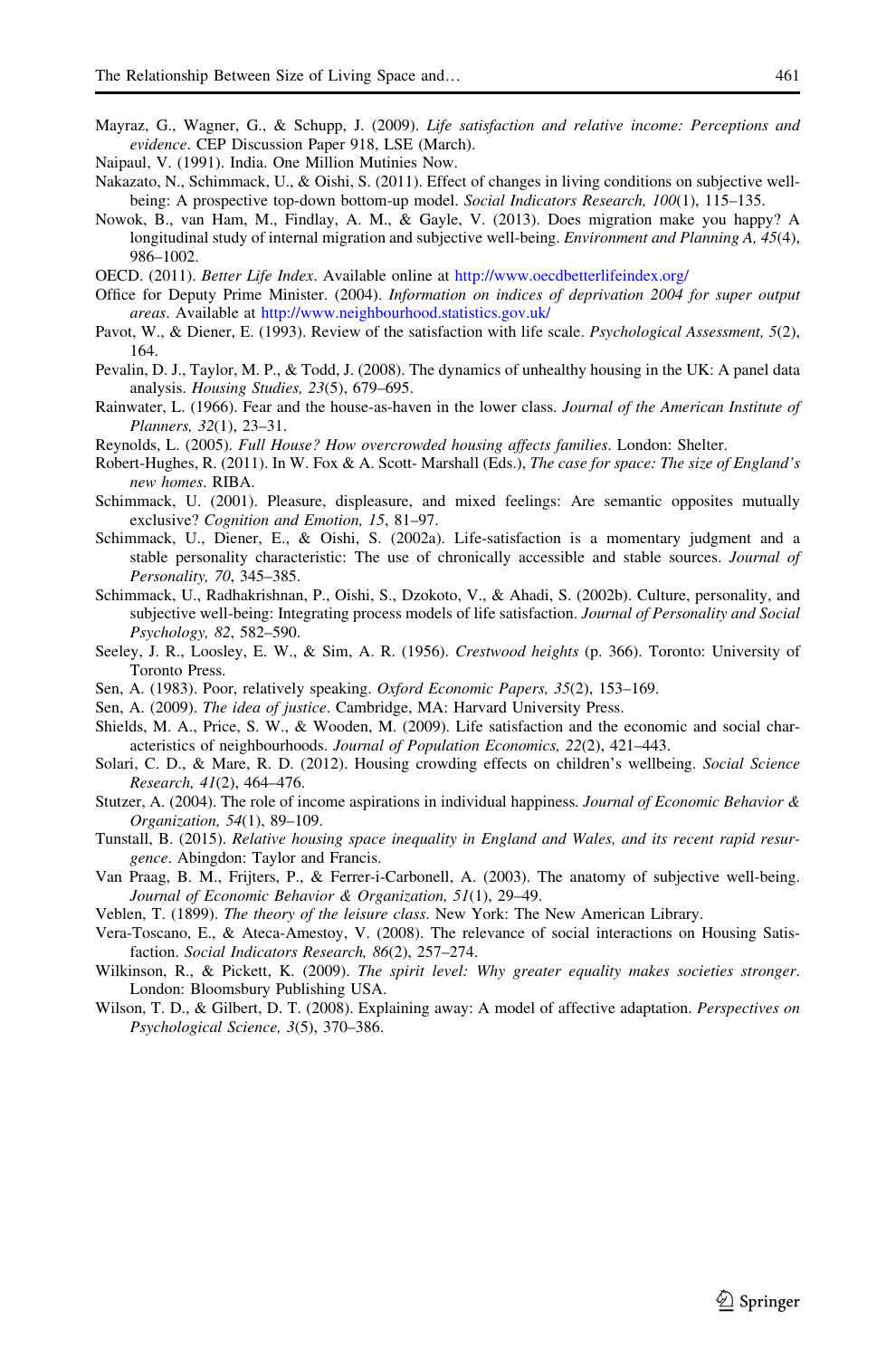Mayraz, G., Wagner, G., & Schupp, J. (2009). *Life satisfaction and relative income: Perceptions and evidence*. CEP Discussion Paper 918, LSE (March).

Naipaul, V. (1991). India. One Million Mutinies Now.

Nakazato, N., Schimmack, U., & Oishi, S. (2011). Effect of changes in living conditions on subjective well-being: A prospective top-down bottom-up model. *Social Indicators Research, 100*(1), 115–135.

Nowok, B., van Ham, M., Findlay, A. M., & Gayle, V. (2013). Does migration make you happy? A longitudinal study of internal migration and subjective well-being. *Environment and Planning A, 45*(4), 986–1002.

OECD. (2011). *Better Life Index*. Available online at http://www.oecdbetterlifeindex.org/

Office for Deputy Prime Minister. (2004). *Information on indices of deprivation 2004 for super output areas*. Available at http://www.neighbourhood.statistics.gov.uk/

Pavot, W., & Diener, E. (1993). Review of the satisfaction with life scale. *Psychological Assessment, 5*(2), 164.

Pevalin, D. J., Taylor, M. P., & Todd, J. (2008). The dynamics of unhealthy housing in the UK: A panel data analysis. *Housing Studies, 23*(5), 679–695.

Rainwater, L. (1966). Fear and the house-as-haven in the lower class. *Journal of the American Institute of Planners, 32*(1), 23–31.

Reynolds, L. (2005). *Full House? How overcrowded housing affects families*. London: Shelter.

Robert-Hughes, R. (2011). In W. Fox & A. Scott- Marshall (Eds.), *The case for space: The size of England's new homes*. RIBA.

Schimmack, U. (2001). Pleasure, displeasure, and mixed feelings: Are semantic opposites mutually exclusive? *Cognition and Emotion, 15*, 81–97.

Schimmack, U., Diener, E., & Oishi, S. (2002a). Life-satisfaction is a momentary judgment and a stable personality characteristic: The use of chronically accessible and stable sources. *Journal of Personality, 70*, 345–385.

Schimmack, U., Radhakrishnan, P., Oishi, S., Dzokoto, V., & Ahadi, S. (2002b). Culture, personality, and subjective well-being: Integrating process models of life satisfaction. *Journal of Personality and Social Psychology, 82*, 582–590.

Seeley, J. R., Loosley, E. W., & Sim, A. R. (1956). *Crestwood heights* (p. 366). Toronto: University of Toronto Press.

Sen, A. (1983). Poor, relatively speaking. *Oxford Economic Papers, 35*(2), 153–169.

Sen, A. (2009). *The idea of justice*. Cambridge, MA: Harvard University Press.

Shields, M. A., Price, S. W., & Wooden, M. (2009). Life satisfaction and the economic and social characteristics of neighbourhoods. *Journal of Population Economics, 22*(2), 421–443.

Solari, C. D., & Mare, R. D. (2012). Housing crowding effects on children's wellbeing. *Social Science Research, 41*(2), 464–476.

Stutzer, A. (2004). The role of income aspirations in individual happiness. *Journal of Economic Behavior & Organization, 54*(1), 89–109.

Tunstall, B. (2015). *Relative housing space inequality in England and Wales, and its recent rapid resurgence*. Abingdon: Taylor and Francis.

Van Praag, B. M., Frijters, P., & Ferrer-i-Carbonell, A. (2003). The anatomy of subjective well-being. *Journal of Economic Behavior & Organization, 51*(1), 29–49.

Veblen, T. (1899). *The theory of the leisure class*. New York: The New American Library.

Vera-Toscano, E., & Ateca-Amestoy, V. (2008). The relevance of social interactions on Housing Satisfaction. *Social Indicators Research, 86*(2), 257–274.

Wilkinson, R., & Pickett, K. (2009). *The spirit level: Why greater equality makes societies stronger*. London: Bloomsbury Publishing USA.

Wilson, T. D., & Gilbert, D. T. (2008). Explaining away: A model of affective adaptation. *Perspectives on Psychological Science, 3*(5), 370–386.